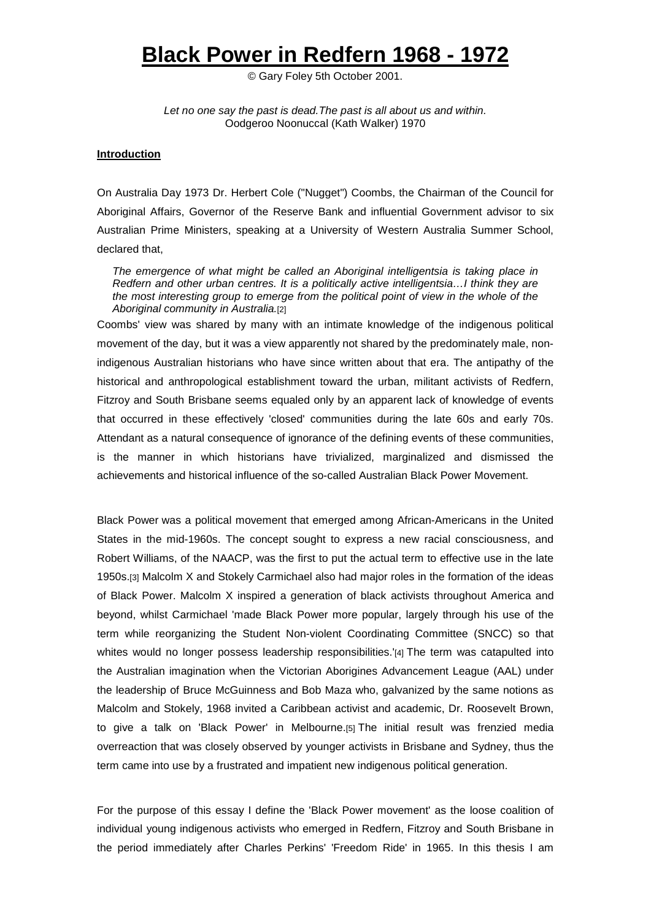# Black Power in Redfern 1968 - 1972

© Gary Foley 5th October 2001.

*Let no one say the past is dead.The past is all about us and within.*
Oodgeroo Noonuccal (Kath Walker) 1970

**Introduction**

On Australia Day 1973 Dr. Herbert Cole ("Nugget") Coombs, the Chairman of the Council for Aboriginal Affairs, Governor of the Reserve Bank and influential Government advisor to six Australian Prime Ministers, speaking at a University of Western Australia Summer School, declared that,

> *The emergence of what might be called an Aboriginal intelligentsia is taking place in Redfern and other urban centres. It is a politically active intelligentsia…I think they are the most interesting group to emerge from the political point of view in the whole of the Aboriginal community in Australia.*[2]

Coombs' view was shared by many with an intimate knowledge of the indigenous political movement of the day, but it was a view apparently not shared by the predominately male, non-indigenous Australian historians who have since written about that era. The antipathy of the historical and anthropological establishment toward the urban, militant activists of Redfern, Fitzroy and South Brisbane seems equaled only by an apparent lack of knowledge of events that occurred in these effectively 'closed' communities during the late 60s and early 70s. Attendant as a natural consequence of ignorance of the defining events of these communities, is the manner in which historians have trivialized, marginalized and dismissed the achievements and historical influence of the so-called Australian Black Power Movement.

Black Power was a political movement that emerged among African-Americans in the United States in the mid-1960s. The concept sought to express a new racial consciousness, and Robert Williams, of the NAACP, was the first to put the actual term to effective use in the late 1950s.[3] Malcolm X and Stokely Carmichael also had major roles in the formation of the ideas of Black Power. Malcolm X inspired a generation of black activists throughout America and beyond, whilst Carmichael 'made Black Power more popular, largely through his use of the term while reorganizing the Student Non-violent Coordinating Committee (SNCC) so that whites would no longer possess leadership responsibilities.'[4] The term was catapulted into the Australian imagination when the Victorian Aborigines Advancement League (AAL) under the leadership of Bruce McGuinness and Bob Maza who, galvanized by the same notions as Malcolm and Stokely, 1968 invited a Caribbean activist and academic, Dr. Roosevelt Brown, to give a talk on 'Black Power' in Melbourne.[5] The initial result was frenzied media overreaction that was closely observed by younger activists in Brisbane and Sydney, thus the term came into use by a frustrated and impatient new indigenous political generation.

For the purpose of this essay I define the 'Black Power movement' as the loose coalition of individual young indigenous activists who emerged in Redfern, Fitzroy and South Brisbane in the period immediately after Charles Perkins' 'Freedom Ride' in 1965. In this thesis I am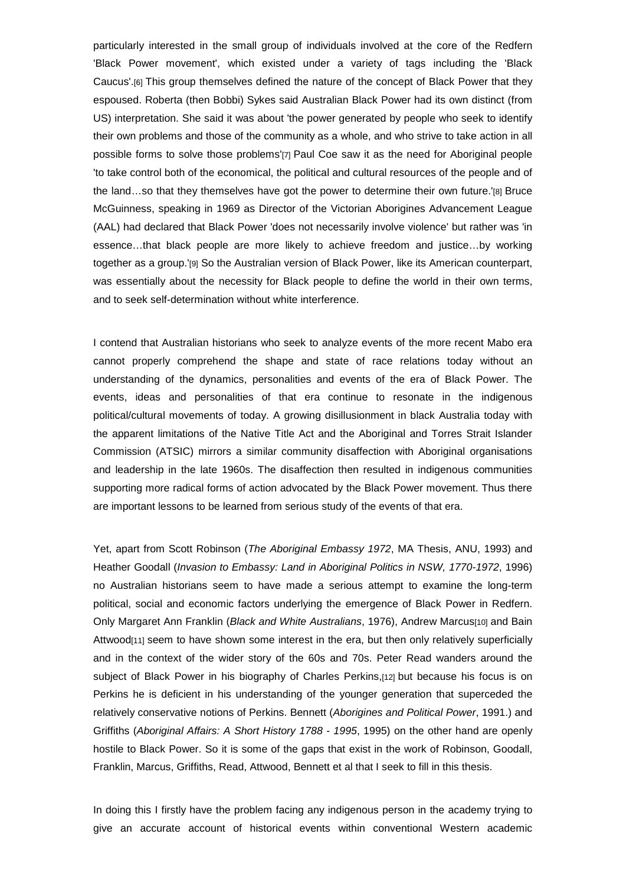particularly interested in the small group of individuals involved at the core of the Redfern 'Black Power movement', which existed under a variety of tags including the 'Black Caucus'.[6] This group themselves defined the nature of the concept of Black Power that they espoused. Roberta (then Bobbi) Sykes said Australian Black Power had its own distinct (from US) interpretation. She said it was about 'the power generated by people who seek to identify their own problems and those of the community as a whole, and who strive to take action in all possible forms to solve those problems'[7] Paul Coe saw it as the need for Aboriginal people 'to take control both of the economical, the political and cultural resources of the people and of the land…so that they themselves have got the power to determine their own future.'[8] Bruce McGuinness, speaking in 1969 as Director of the Victorian Aborigines Advancement League (AAL) had declared that Black Power 'does not necessarily involve violence' but rather was 'in essence…that black people are more likely to achieve freedom and justice…by working together as a group.'[9] So the Australian version of Black Power, like its American counterpart, was essentially about the necessity for Black people to define the world in their own terms, and to seek self-determination without white interference.

I contend that Australian historians who seek to analyze events of the more recent Mabo era cannot properly comprehend the shape and state of race relations today without an understanding of the dynamics, personalities and events of the era of Black Power. The events, ideas and personalities of that era continue to resonate in the indigenous political/cultural movements of today. A growing disillusionment in black Australia today with the apparent limitations of the Native Title Act and the Aboriginal and Torres Strait Islander Commission (ATSIC) mirrors a similar community disaffection with Aboriginal organisations and leadership in the late 1960s. The disaffection then resulted in indigenous communities supporting more radical forms of action advocated by the Black Power movement. Thus there are important lessons to be learned from serious study of the events of that era.

Yet, apart from Scott Robinson (*The Aboriginal Embassy 1972*, MA Thesis, ANU, 1993) and Heather Goodall (*Invasion to Embassy: Land in Aboriginal Politics in NSW, 1770-1972*, 1996) no Australian historians seem to have made a serious attempt to examine the long-term political, social and economic factors underlying the emergence of Black Power in Redfern. Only Margaret Ann Franklin (*Black and White Australians*, 1976), Andrew Marcus[10] and Bain Attwood[11] seem to have shown some interest in the era, but then only relatively superficially and in the context of the wider story of the 60s and 70s. Peter Read wanders around the subject of Black Power in his biography of Charles Perkins,[12] but because his focus is on Perkins he is deficient in his understanding of the younger generation that superceded the relatively conservative notions of Perkins. Bennett (*Aborigines and Political Power*, 1991.) and Griffiths (*Aboriginal Affairs: A Short History 1788 - 1995*, 1995) on the other hand are openly hostile to Black Power. So it is some of the gaps that exist in the work of Robinson, Goodall, Franklin, Marcus, Griffiths, Read, Attwood, Bennett et al that I seek to fill in this thesis.

In doing this I firstly have the problem facing any indigenous person in the academy trying to give an accurate account of historical events within conventional Western academic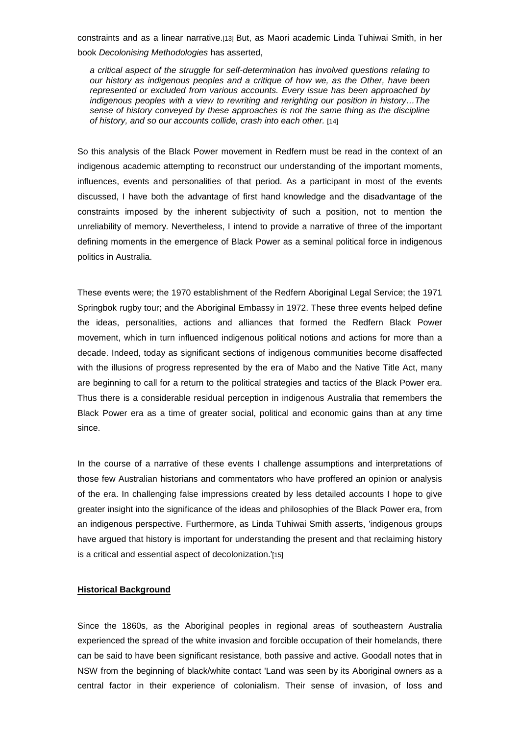constraints and as a linear narrative.[13] But, as Maori academic Linda Tuhiwai Smith, in her book *Decolonising Methodologies* has asserted,

> *a critical aspect of the struggle for self-determination has involved questions relating to our history as indigenous peoples and a critique of how we, as the Other, have been represented or excluded from various accounts. Every issue has been approached by indigenous peoples with a view to rewriting and rerighting our position in history…The sense of history conveyed by these approaches is not the same thing as the discipline of history, and so our accounts collide, crash into each other.* [14]

So this analysis of the Black Power movement in Redfern must be read in the context of an indigenous academic attempting to reconstruct our understanding of the important moments, influences, events and personalities of that period. As a participant in most of the events discussed, I have both the advantage of first hand knowledge and the disadvantage of the constraints imposed by the inherent subjectivity of such a position, not to mention the unreliability of memory. Nevertheless, I intend to provide a narrative of three of the important defining moments in the emergence of Black Power as a seminal political force in indigenous politics in Australia.

These events were; the 1970 establishment of the Redfern Aboriginal Legal Service; the 1971 Springbok rugby tour; and the Aboriginal Embassy in 1972. These three events helped define the ideas, personalities, actions and alliances that formed the Redfern Black Power movement, which in turn influenced indigenous political notions and actions for more than a decade. Indeed, today as significant sections of indigenous communities become disaffected with the illusions of progress represented by the era of Mabo and the Native Title Act, many are beginning to call for a return to the political strategies and tactics of the Black Power era. Thus there is a considerable residual perception in indigenous Australia that remembers the Black Power era as a time of greater social, political and economic gains than at any time since.

In the course of a narrative of these events I challenge assumptions and interpretations of those few Australian historians and commentators who have proffered an opinion or analysis of the era. In challenging false impressions created by less detailed accounts I hope to give greater insight into the significance of the ideas and philosophies of the Black Power era, from an indigenous perspective. Furthermore, as Linda Tuhiwai Smith asserts, 'indigenous groups have argued that history is important for understanding the present and that reclaiming history is a critical and essential aspect of decolonization.'[15]

## Historical Background

Since the 1860s, as the Aboriginal peoples in regional areas of southeastern Australia experienced the spread of the white invasion and forcible occupation of their homelands, there can be said to have been significant resistance, both passive and active. Goodall notes that in NSW from the beginning of black/white contact 'Land was seen by its Aboriginal owners as a central factor in their experience of colonialism. Their sense of invasion, of loss and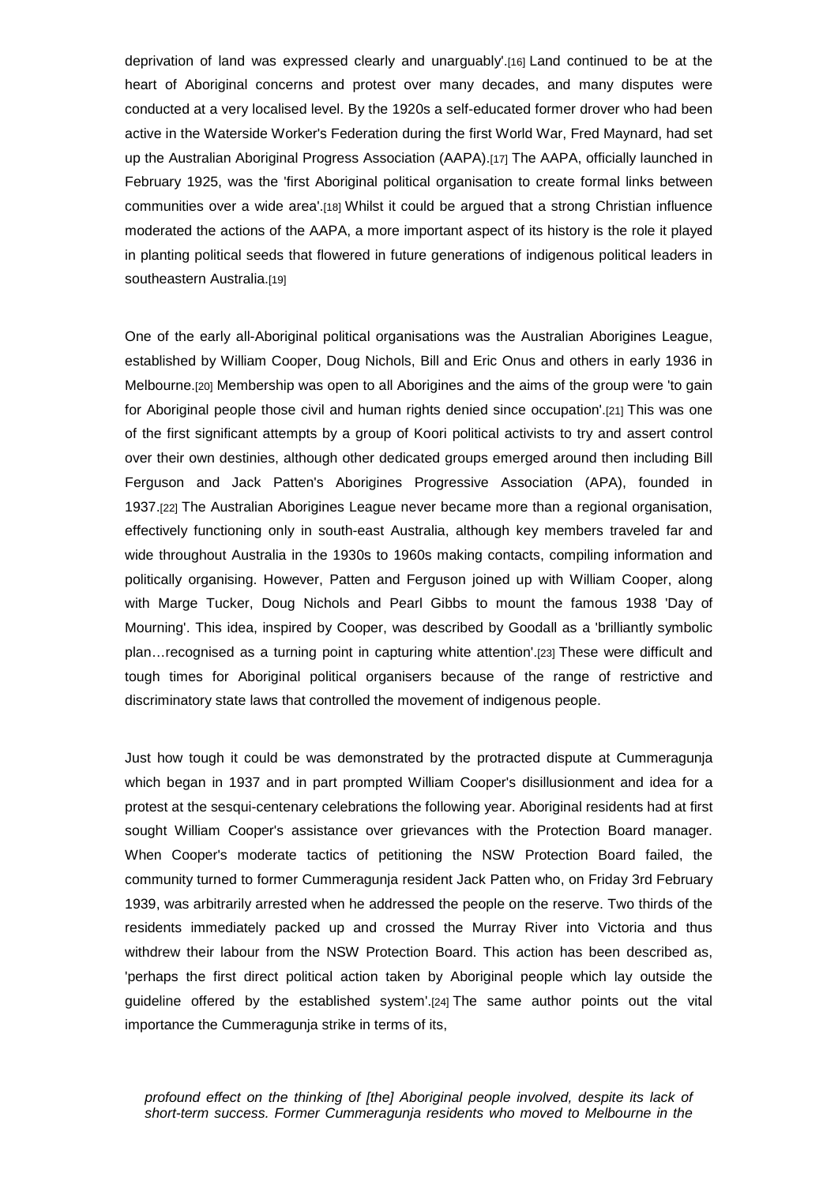deprivation of land was expressed clearly and unarguably'.[16] Land continued to be at the heart of Aboriginal concerns and protest over many decades, and many disputes were conducted at a very localised level. By the 1920s a self-educated former drover who had been active in the Waterside Worker's Federation during the first World War, Fred Maynard, had set up the Australian Aboriginal Progress Association (AAPA).[17] The AAPA, officially launched in February 1925, was the 'first Aboriginal political organisation to create formal links between communities over a wide area'.[18] Whilst it could be argued that a strong Christian influence moderated the actions of the AAPA, a more important aspect of its history is the role it played in planting political seeds that flowered in future generations of indigenous political leaders in southeastern Australia.[19]

One of the early all-Aboriginal political organisations was the Australian Aborigines League, established by William Cooper, Doug Nichols, Bill and Eric Onus and others in early 1936 in Melbourne.[20] Membership was open to all Aborigines and the aims of the group were 'to gain for Aboriginal people those civil and human rights denied since occupation'.[21] This was one of the first significant attempts by a group of Koori political activists to try and assert control over their own destinies, although other dedicated groups emerged around then including Bill Ferguson and Jack Patten's Aborigines Progressive Association (APA), founded in 1937.[22] The Australian Aborigines League never became more than a regional organisation, effectively functioning only in south-east Australia, although key members traveled far and wide throughout Australia in the 1930s to 1960s making contacts, compiling information and politically organising. However, Patten and Ferguson joined up with William Cooper, along with Marge Tucker, Doug Nichols and Pearl Gibbs to mount the famous 1938 'Day of Mourning'. This idea, inspired by Cooper, was described by Goodall as a 'brilliantly symbolic plan…recognised as a turning point in capturing white attention'.[23] These were difficult and tough times for Aboriginal political organisers because of the range of restrictive and discriminatory state laws that controlled the movement of indigenous people.

Just how tough it could be was demonstrated by the protracted dispute at Cummeragunja which began in 1937 and in part prompted William Cooper's disillusionment and idea for a protest at the sesqui-centenary celebrations the following year. Aboriginal residents had at first sought William Cooper's assistance over grievances with the Protection Board manager. When Cooper's moderate tactics of petitioning the NSW Protection Board failed, the community turned to former Cummeragunja resident Jack Patten who, on Friday 3rd February 1939, was arbitrarily arrested when he addressed the people on the reserve. Two thirds of the residents immediately packed up and crossed the Murray River into Victoria and thus withdrew their labour from the NSW Protection Board. This action has been described as, 'perhaps the first direct political action taken by Aboriginal people which lay outside the guideline offered by the established system'.[24] The same author points out the vital importance the Cummeragunja strike in terms of its,

> *profound effect on the thinking of [the] Aboriginal people involved, despite its lack of short-term success. Former Cummeragunja residents who moved to Melbourne in the*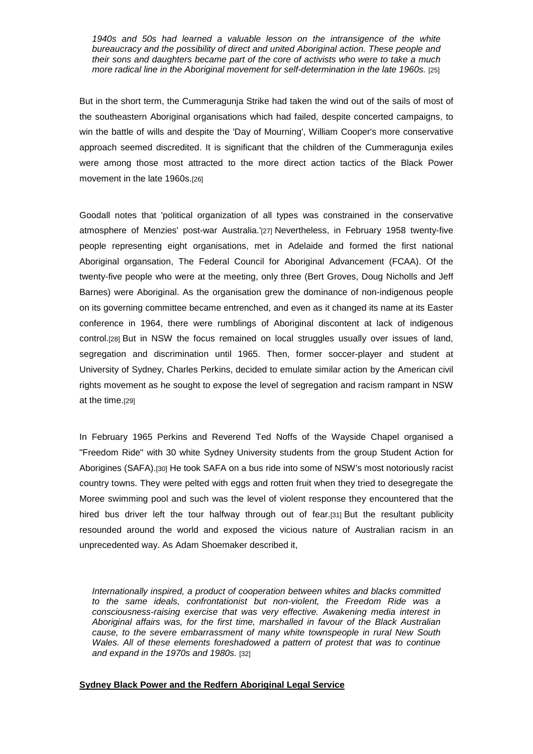*1940s and 50s had learned a valuable lesson on the intransigence of the white bureaucracy and the possibility of direct and united Aboriginal action. These people and their sons and daughters became part of the core of activists who were to take a much more radical line in the Aboriginal movement for self-determination in the late 1960s.* [25]

But in the short term, the Cummeragunja Strike had taken the wind out of the sails of most of the southeastern Aboriginal organisations which had failed, despite concerted campaigns, to win the battle of wills and despite the 'Day of Mourning', William Cooper's more conservative approach seemed discredited. It is significant that the children of the Cummeragunja exiles were among those most attracted to the more direct action tactics of the Black Power movement in the late 1960s.[26]

Goodall notes that 'political organization of all types was constrained in the conservative atmosphere of Menzies' post-war Australia.'[27] Nevertheless, in February 1958 twenty-five people representing eight organisations, met in Adelaide and formed the first national Aboriginal organsation, The Federal Council for Aboriginal Advancement (FCAA). Of the twenty-five people who were at the meeting, only three (Bert Groves, Doug Nicholls and Jeff Barnes) were Aboriginal. As the organisation grew the dominance of non-indigenous people on its governing committee became entrenched, and even as it changed its name at its Easter conference in 1964, there were rumblings of Aboriginal discontent at lack of indigenous control.[28] But in NSW the focus remained on local struggles usually over issues of land, segregation and discrimination until 1965. Then, former soccer-player and student at University of Sydney, Charles Perkins, decided to emulate similar action by the American civil rights movement as he sought to expose the level of segregation and racism rampant in NSW at the time.[29]

In February 1965 Perkins and Reverend Ted Noffs of the Wayside Chapel organised a "Freedom Ride" with 30 white Sydney University students from the group Student Action for Aborigines (SAFA).[30] He took SAFA on a bus ride into some of NSW's most notoriously racist country towns. They were pelted with eggs and rotten fruit when they tried to desegregate the Moree swimming pool and such was the level of violent response they encountered that the hired bus driver left the tour halfway through out of fear.[31] But the resultant publicity resounded around the world and exposed the vicious nature of Australian racism in an unprecedented way. As Adam Shoemaker described it,

*Internationally inspired, a product of cooperation between whites and blacks committed to the same ideals, confrontationist but non-violent, the Freedom Ride was a consciousness-raising exercise that was very effective. Awakening media interest in Aboriginal affairs was, for the first time, marshalled in favour of the Black Australian cause, to the severe embarrassment of many white townspeople in rural New South Wales. All of these elements foreshadowed a pattern of protest that was to continue and expand in the 1970s and 1980s.* [32]

## **Sydney Black Power and the Redfern Aboriginal Legal Service**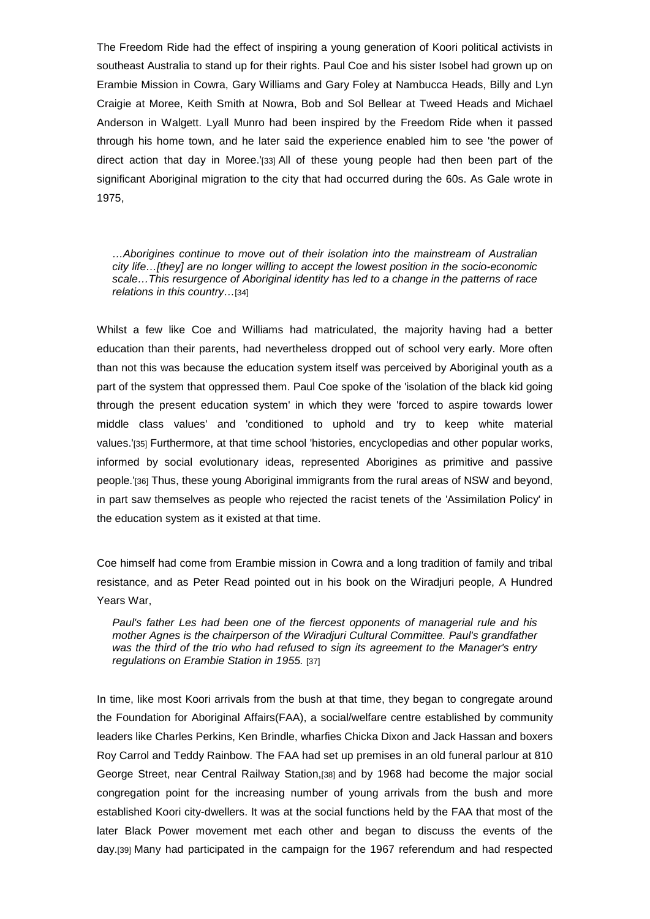The Freedom Ride had the effect of inspiring a young generation of Koori political activists in southeast Australia to stand up for their rights. Paul Coe and his sister Isobel had grown up on Erambie Mission in Cowra, Gary Williams and Gary Foley at Nambucca Heads, Billy and Lyn Craigie at Moree, Keith Smith at Nowra, Bob and Sol Bellear at Tweed Heads and Michael Anderson in Walgett. Lyall Munro had been inspired by the Freedom Ride when it passed through his home town, and he later said the experience enabled him to see 'the power of direct action that day in Moree.'[33] All of these young people had then been part of the significant Aboriginal migration to the city that had occurred during the 60s. As Gale wrote in 1975,

> *…Aborigines continue to move out of their isolation into the mainstream of Australian city life…[they] are no longer willing to accept the lowest position in the socio-economic scale…This resurgence of Aboriginal identity has led to a change in the patterns of race relations in this country…*[34]

Whilst a few like Coe and Williams had matriculated, the majority having had a better education than their parents, had nevertheless dropped out of school very early. More often than not this was because the education system itself was perceived by Aboriginal youth as a part of the system that oppressed them. Paul Coe spoke of the 'isolation of the black kid going through the present education system' in which they were 'forced to aspire towards lower middle class values' and 'conditioned to uphold and try to keep white material values.'[35] Furthermore, at that time school 'histories, encyclopedias and other popular works, informed by social evolutionary ideas, represented Aborigines as primitive and passive people.'[36] Thus, these young Aboriginal immigrants from the rural areas of NSW and beyond, in part saw themselves as people who rejected the racist tenets of the 'Assimilation Policy' in the education system as it existed at that time.

Coe himself had come from Erambie mission in Cowra and a long tradition of family and tribal resistance, and as Peter Read pointed out in his book on the Wiradjuri people, A Hundred Years War,

> *Paul's father Les had been one of the fiercest opponents of managerial rule and his mother Agnes is the chairperson of the Wiradjuri Cultural Committee. Paul's grandfather was the third of the trio who had refused to sign its agreement to the Manager's entry regulations on Erambie Station in 1955.* [37]

In time, like most Koori arrivals from the bush at that time, they began to congregate around the Foundation for Aboriginal Affairs(FAA), a social/welfare centre established by community leaders like Charles Perkins, Ken Brindle, wharfies Chicka Dixon and Jack Hassan and boxers Roy Carrol and Teddy Rainbow. The FAA had set up premises in an old funeral parlour at 810 George Street, near Central Railway Station,[38] and by 1968 had become the major social congregation point for the increasing number of young arrivals from the bush and more established Koori city-dwellers. It was at the social functions held by the FAA that most of the later Black Power movement met each other and began to discuss the events of the day.[39] Many had participated in the campaign for the 1967 referendum and had respected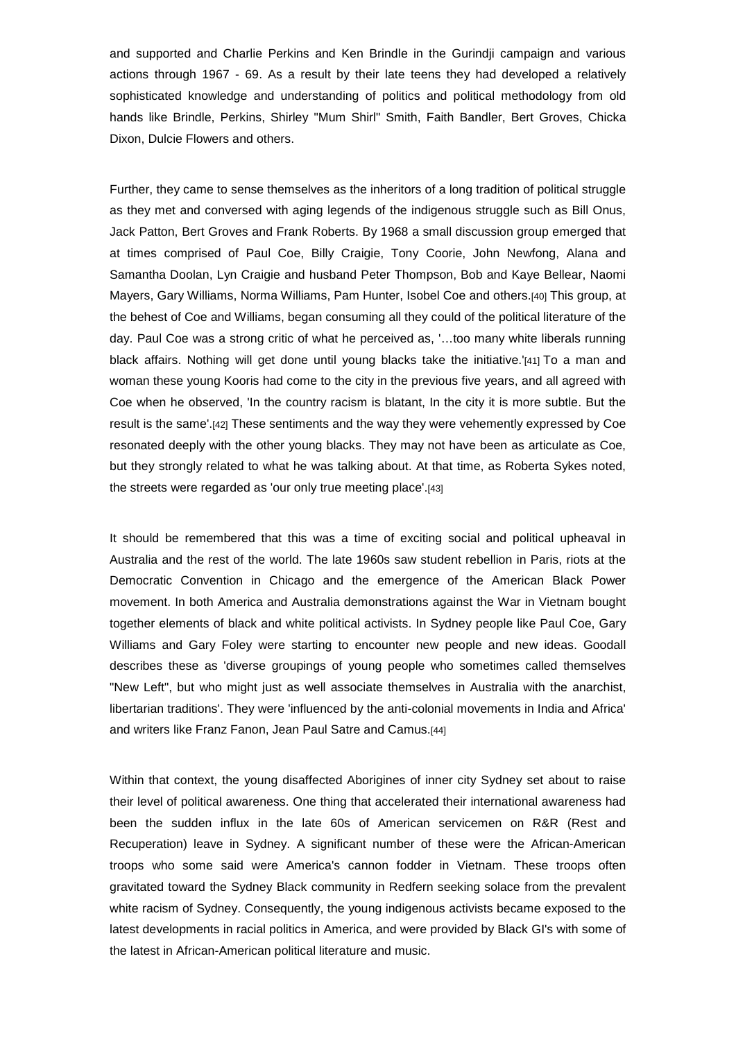and supported and Charlie Perkins and Ken Brindle in the Gurindji campaign and various actions through 1967 - 69. As a result by their late teens they had developed a relatively sophisticated knowledge and understanding of politics and political methodology from old hands like Brindle, Perkins, Shirley "Mum Shirl" Smith, Faith Bandler, Bert Groves, Chicka Dixon, Dulcie Flowers and others.

Further, they came to sense themselves as the inheritors of a long tradition of political struggle as they met and conversed with aging legends of the indigenous struggle such as Bill Onus, Jack Patton, Bert Groves and Frank Roberts. By 1968 a small discussion group emerged that at times comprised of Paul Coe, Billy Craigie, Tony Coorie, John Newfong, Alana and Samantha Doolan, Lyn Craigie and husband Peter Thompson, Bob and Kaye Bellear, Naomi Mayers, Gary Williams, Norma Williams, Pam Hunter, Isobel Coe and others.[40] This group, at the behest of Coe and Williams, began consuming all they could of the political literature of the day. Paul Coe was a strong critic of what he perceived as, '…too many white liberals running black affairs. Nothing will get done until young blacks take the initiative.'[41] To a man and woman these young Kooris had come to the city in the previous five years, and all agreed with Coe when he observed, 'In the country racism is blatant, In the city it is more subtle. But the result is the same'.[42] These sentiments and the way they were vehemently expressed by Coe resonated deeply with the other young blacks. They may not have been as articulate as Coe, but they strongly related to what he was talking about. At that time, as Roberta Sykes noted, the streets were regarded as 'our only true meeting place'.[43]

It should be remembered that this was a time of exciting social and political upheaval in Australia and the rest of the world. The late 1960s saw student rebellion in Paris, riots at the Democratic Convention in Chicago and the emergence of the American Black Power movement. In both America and Australia demonstrations against the War in Vietnam bought together elements of black and white political activists. In Sydney people like Paul Coe, Gary Williams and Gary Foley were starting to encounter new people and new ideas. Goodall describes these as 'diverse groupings of young people who sometimes called themselves "New Left", but who might just as well associate themselves in Australia with the anarchist, libertarian traditions'. They were 'influenced by the anti-colonial movements in India and Africa' and writers like Franz Fanon, Jean Paul Satre and Camus.[44]

Within that context, the young disaffected Aborigines of inner city Sydney set about to raise their level of political awareness. One thing that accelerated their international awareness had been the sudden influx in the late 60s of American servicemen on R&R (Rest and Recuperation) leave in Sydney. A significant number of these were the African-American troops who some said were America's cannon fodder in Vietnam. These troops often gravitated toward the Sydney Black community in Redfern seeking solace from the prevalent white racism of Sydney. Consequently, the young indigenous activists became exposed to the latest developments in racial politics in America, and were provided by Black GI's with some of the latest in African-American political literature and music.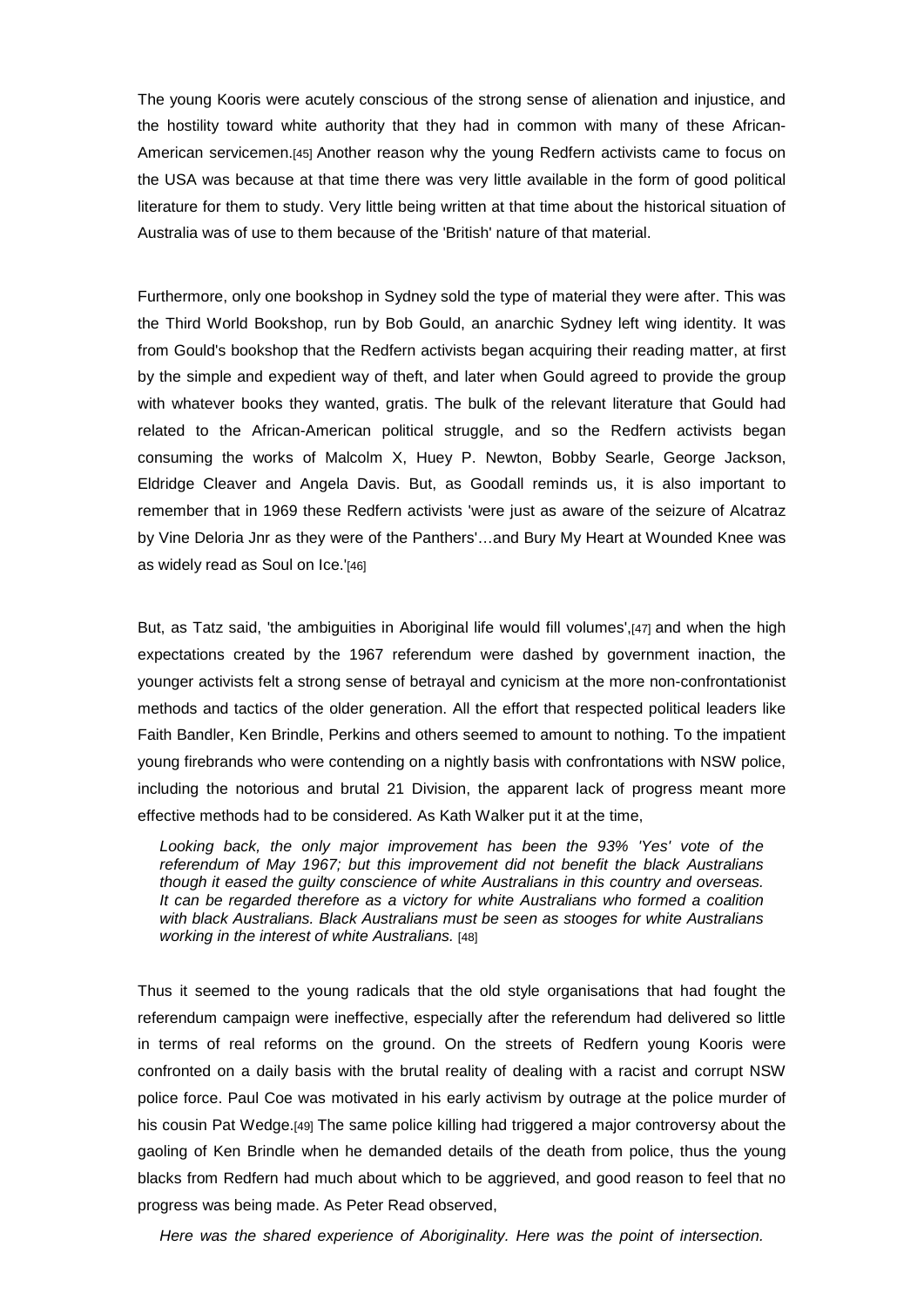The young Kooris were acutely conscious of the strong sense of alienation and injustice, and the hostility toward white authority that they had in common with many of these African-American servicemen.[45] Another reason why the young Redfern activists came to focus on the USA was because at that time there was very little available in the form of good political literature for them to study. Very little being written at that time about the historical situation of Australia was of use to them because of the 'British' nature of that material.

Furthermore, only one bookshop in Sydney sold the type of material they were after. This was the Third World Bookshop, run by Bob Gould, an anarchic Sydney left wing identity. It was from Gould's bookshop that the Redfern activists began acquiring their reading matter, at first by the simple and expedient way of theft, and later when Gould agreed to provide the group with whatever books they wanted, gratis. The bulk of the relevant literature that Gould had related to the African-American political struggle, and so the Redfern activists began consuming the works of Malcolm X, Huey P. Newton, Bobby Searle, George Jackson, Eldridge Cleaver and Angela Davis. But, as Goodall reminds us, it is also important to remember that in 1969 these Redfern activists 'were just as aware of the seizure of Alcatraz by Vine Deloria Jnr as they were of the Panthers'…and Bury My Heart at Wounded Knee was as widely read as Soul on Ice.'[46]

But, as Tatz said, 'the ambiguities in Aboriginal life would fill volumes',[47] and when the high expectations created by the 1967 referendum were dashed by government inaction, the younger activists felt a strong sense of betrayal and cynicism at the more non-confrontationist methods and tactics of the older generation. All the effort that respected political leaders like Faith Bandler, Ken Brindle, Perkins and others seemed to amount to nothing. To the impatient young firebrands who were contending on a nightly basis with confrontations with NSW police, including the notorious and brutal 21 Division, the apparent lack of progress meant more effective methods had to be considered. As Kath Walker put it at the time,

> *Looking back, the only major improvement has been the 93% 'Yes' vote of the referendum of May 1967; but this improvement did not benefit the black Australians though it eased the guilty conscience of white Australians in this country and overseas. It can be regarded therefore as a victory for white Australians who formed a coalition with black Australians. Black Australians must be seen as stooges for white Australians working in the interest of white Australians.* [48]

Thus it seemed to the young radicals that the old style organisations that had fought the referendum campaign were ineffective, especially after the referendum had delivered so little in terms of real reforms on the ground. On the streets of Redfern young Kooris were confronted on a daily basis with the brutal reality of dealing with a racist and corrupt NSW police force. Paul Coe was motivated in his early activism by outrage at the police murder of his cousin Pat Wedge.[49] The same police killing had triggered a major controversy about the gaoling of Ken Brindle when he demanded details of the death from police, thus the young blacks from Redfern had much about which to be aggrieved, and good reason to feel that no progress was being made. As Peter Read observed,

> *Here was the shared experience of Aboriginality. Here was the point of intersection.*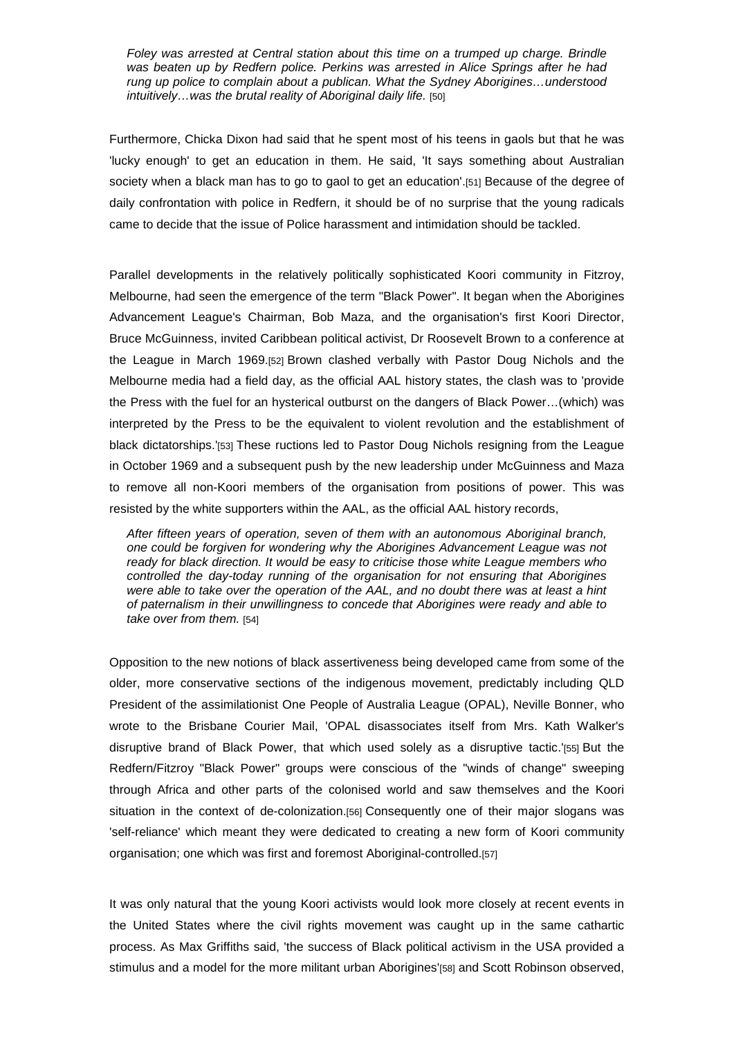> *Foley was arrested at Central station about this time on a trumped up charge. Brindle was beaten up by Redfern police. Perkins was arrested in Alice Springs after he had rung up police to complain about a publican. What the Sydney Aborigines…understood intuitively…was the brutal reality of Aboriginal daily life.* [50]

Furthermore, Chicka Dixon had said that he spent most of his teens in gaols but that he was 'lucky enough' to get an education in them. He said, 'It says something about Australian society when a black man has to go to gaol to get an education'.[51] Because of the degree of daily confrontation with police in Redfern, it should be of no surprise that the young radicals came to decide that the issue of Police harassment and intimidation should be tackled.

Parallel developments in the relatively politically sophisticated Koori community in Fitzroy, Melbourne, had seen the emergence of the term "Black Power". It began when the Aborigines Advancement League's Chairman, Bob Maza, and the organisation's first Koori Director, Bruce McGuinness, invited Caribbean political activist, Dr Roosevelt Brown to a conference at the League in March 1969.[52] Brown clashed verbally with Pastor Doug Nichols and the Melbourne media had a field day, as the official AAL history states, the clash was to 'provide the Press with the fuel for an hysterical outburst on the dangers of Black Power…(which) was interpreted by the Press to be the equivalent to violent revolution and the establishment of black dictatorships.'[53] These ructions led to Pastor Doug Nichols resigning from the League in October 1969 and a subsequent push by the new leadership under McGuinness and Maza to remove all non-Koori members of the organisation from positions of power. This was resisted by the white supporters within the AAL, as the official AAL history records,

> *After fifteen years of operation, seven of them with an autonomous Aboriginal branch, one could be forgiven for wondering why the Aborigines Advancement League was not ready for black direction. It would be easy to criticise those white League members who controlled the day-today running of the organisation for not ensuring that Aborigines were able to take over the operation of the AAL, and no doubt there was at least a hint of paternalism in their unwillingness to concede that Aborigines were ready and able to take over from them.* [54]

Opposition to the new notions of black assertiveness being developed came from some of the older, more conservative sections of the indigenous movement, predictably including QLD President of the assimilationist One People of Australia League (OPAL), Neville Bonner, who wrote to the Brisbane Courier Mail, 'OPAL disassociates itself from Mrs. Kath Walker's disruptive brand of Black Power, that which used solely as a disruptive tactic.'[55] But the Redfern/Fitzroy "Black Power" groups were conscious of the "winds of change" sweeping through Africa and other parts of the colonised world and saw themselves and the Koori situation in the context of de-colonization.[56] Consequently one of their major slogans was 'self-reliance' which meant they were dedicated to creating a new form of Koori community organisation; one which was first and foremost Aboriginal-controlled.[57]

It was only natural that the young Koori activists would look more closely at recent events in the United States where the civil rights movement was caught up in the same cathartic process. As Max Griffiths said, 'the success of Black political activism in the USA provided a stimulus and a model for the more militant urban Aborigines'[58] and Scott Robinson observed,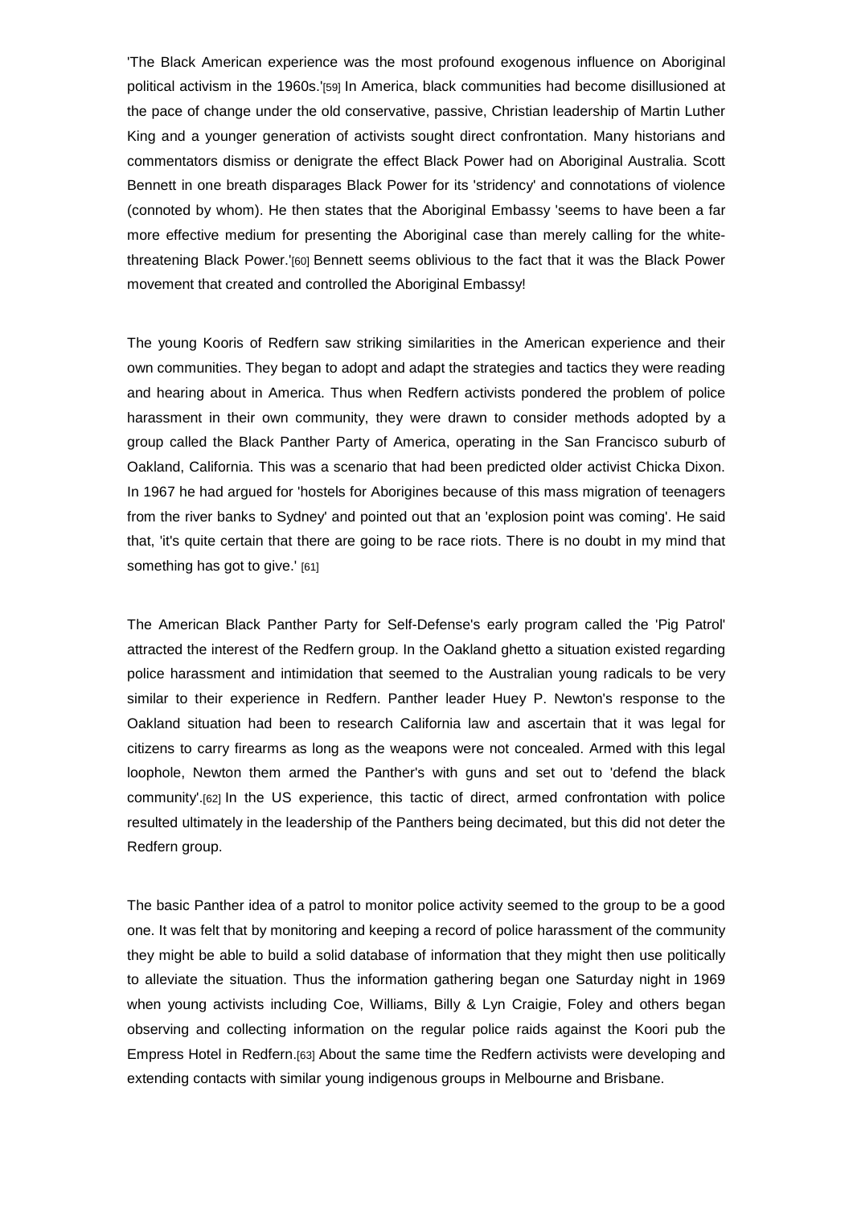'The Black American experience was the most profound exogenous influence on Aboriginal political activism in the 1960s.'[59] In America, black communities had become disillusioned at the pace of change under the old conservative, passive, Christian leadership of Martin Luther King and a younger generation of activists sought direct confrontation. Many historians and commentators dismiss or denigrate the effect Black Power had on Aboriginal Australia. Scott Bennett in one breath disparages Black Power for its 'stridency' and connotations of violence (connoted by whom). He then states that the Aboriginal Embassy 'seems to have been a far more effective medium for presenting the Aboriginal case than merely calling for the white-threatening Black Power.'[60] Bennett seems oblivious to the fact that it was the Black Power movement that created and controlled the Aboriginal Embassy!

The young Kooris of Redfern saw striking similarities in the American experience and their own communities. They began to adopt and adapt the strategies and tactics they were reading and hearing about in America. Thus when Redfern activists pondered the problem of police harassment in their own community, they were drawn to consider methods adopted by a group called the Black Panther Party of America, operating in the San Francisco suburb of Oakland, California. This was a scenario that had been predicted older activist Chicka Dixon. In 1967 he had argued for 'hostels for Aborigines because of this mass migration of teenagers from the river banks to Sydney' and pointed out that an 'explosion point was coming'. He said that, 'it's quite certain that there are going to be race riots. There is no doubt in my mind that something has got to give.' [61]

The American Black Panther Party for Self-Defense's early program called the 'Pig Patrol' attracted the interest of the Redfern group. In the Oakland ghetto a situation existed regarding police harassment and intimidation that seemed to the Australian young radicals to be very similar to their experience in Redfern. Panther leader Huey P. Newton's response to the Oakland situation had been to research California law and ascertain that it was legal for citizens to carry firearms as long as the weapons were not concealed. Armed with this legal loophole, Newton them armed the Panther's with guns and set out to 'defend the black community'.[62] In the US experience, this tactic of direct, armed confrontation with police resulted ultimately in the leadership of the Panthers being decimated, but this did not deter the Redfern group.

The basic Panther idea of a patrol to monitor police activity seemed to the group to be a good one. It was felt that by monitoring and keeping a record of police harassment of the community they might be able to build a solid database of information that they might then use politically to alleviate the situation. Thus the information gathering began one Saturday night in 1969 when young activists including Coe, Williams, Billy & Lyn Craigie, Foley and others began observing and collecting information on the regular police raids against the Koori pub the Empress Hotel in Redfern.[63] About the same time the Redfern activists were developing and extending contacts with similar young indigenous groups in Melbourne and Brisbane.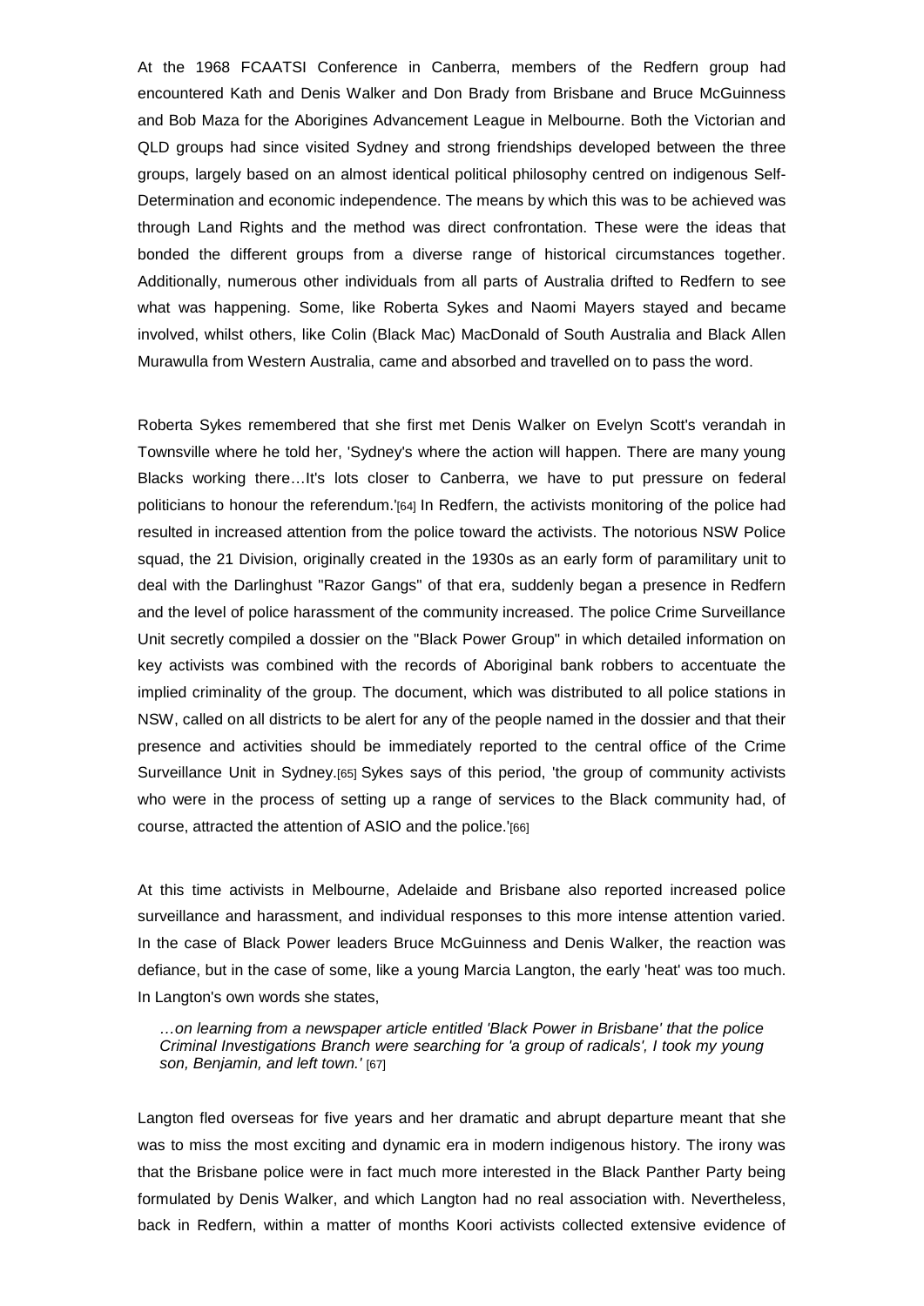At the 1968 FCAATSI Conference in Canberra, members of the Redfern group had encountered Kath and Denis Walker and Don Brady from Brisbane and Bruce McGuinness and Bob Maza for the Aborigines Advancement League in Melbourne. Both the Victorian and QLD groups had since visited Sydney and strong friendships developed between the three groups, largely based on an almost identical political philosophy centred on indigenous Self-Determination and economic independence. The means by which this was to be achieved was through Land Rights and the method was direct confrontation. These were the ideas that bonded the different groups from a diverse range of historical circumstances together. Additionally, numerous other individuals from all parts of Australia drifted to Redfern to see what was happening. Some, like Roberta Sykes and Naomi Mayers stayed and became involved, whilst others, like Colin (Black Mac) MacDonald of South Australia and Black Allen Murawulla from Western Australia, came and absorbed and travelled on to pass the word.

Roberta Sykes remembered that she first met Denis Walker on Evelyn Scott's verandah in Townsville where he told her, 'Sydney's where the action will happen. There are many young Blacks working there…It's lots closer to Canberra, we have to put pressure on federal politicians to honour the referendum.'[64] In Redfern, the activists monitoring of the police had resulted in increased attention from the police toward the activists. The notorious NSW Police squad, the 21 Division, originally created in the 1930s as an early form of paramilitary unit to deal with the Darlinghust "Razor Gangs" of that era, suddenly began a presence in Redfern and the level of police harassment of the community increased. The police Crime Surveillance Unit secretly compiled a dossier on the "Black Power Group" in which detailed information on key activists was combined with the records of Aboriginal bank robbers to accentuate the implied criminality of the group. The document, which was distributed to all police stations in NSW, called on all districts to be alert for any of the people named in the dossier and that their presence and activities should be immediately reported to the central office of the Crime Surveillance Unit in Sydney.[65] Sykes says of this period, 'the group of community activists who were in the process of setting up a range of services to the Black community had, of course, attracted the attention of ASIO and the police.'[66]

At this time activists in Melbourne, Adelaide and Brisbane also reported increased police surveillance and harassment, and individual responses to this more intense attention varied. In the case of Black Power leaders Bruce McGuinness and Denis Walker, the reaction was defiance, but in the case of some, like a young Marcia Langton, the early 'heat' was too much. In Langton's own words she states,

> *…on learning from a newspaper article entitled 'Black Power in Brisbane' that the police Criminal Investigations Branch were searching for 'a group of radicals', I took my young son, Benjamin, and left town.'* [67]

Langton fled overseas for five years and her dramatic and abrupt departure meant that she was to miss the most exciting and dynamic era in modern indigenous history. The irony was that the Brisbane police were in fact much more interested in the Black Panther Party being formulated by Denis Walker, and which Langton had no real association with. Nevertheless, back in Redfern, within a matter of months Koori activists collected extensive evidence of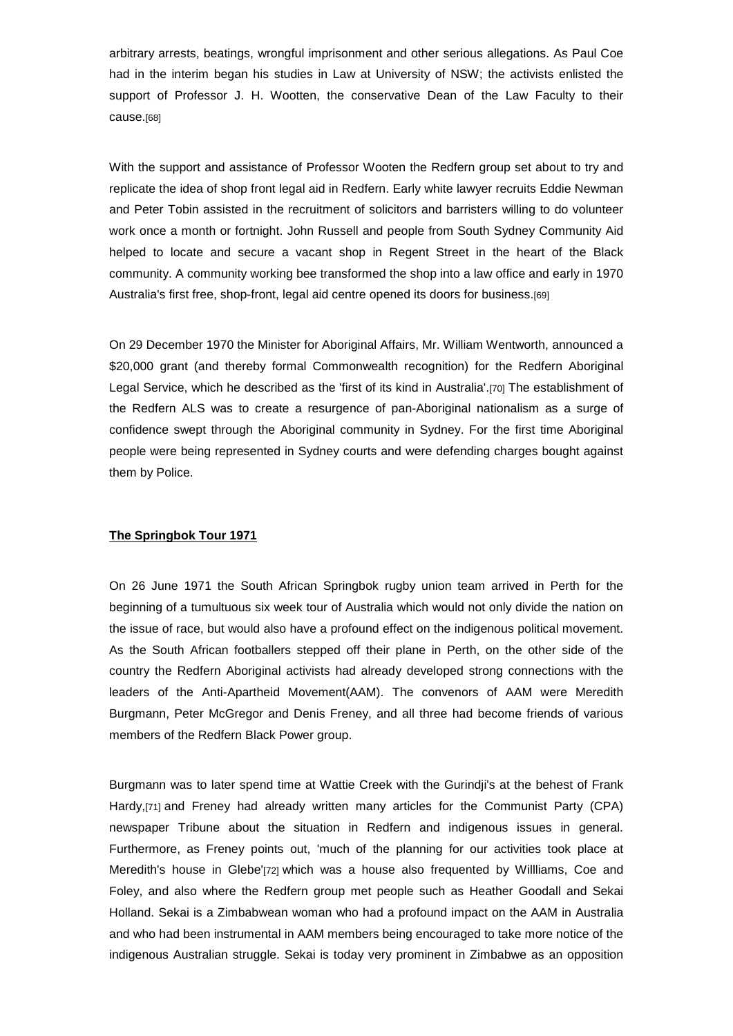arbitrary arrests, beatings, wrongful imprisonment and other serious allegations. As Paul Coe had in the interim began his studies in Law at University of NSW; the activists enlisted the support of Professor J. H. Wootten, the conservative Dean of the Law Faculty to their cause.[68]

With the support and assistance of Professor Wooten the Redfern group set about to try and replicate the idea of shop front legal aid in Redfern. Early white lawyer recruits Eddie Newman and Peter Tobin assisted in the recruitment of solicitors and barristers willing to do volunteer work once a month or fortnight. John Russell and people from South Sydney Community Aid helped to locate and secure a vacant shop in Regent Street in the heart of the Black community. A community working bee transformed the shop into a law office and early in 1970 Australia's first free, shop-front, legal aid centre opened its doors for business.[69]

On 29 December 1970 the Minister for Aboriginal Affairs, Mr. William Wentworth, announced a $20,000 grant (and thereby formal Commonwealth recognition) for the Redfern Aboriginal Legal Service, which he described as the 'first of its kind in Australia'.[70] The establishment of the Redfern ALS was to create a resurgence of pan-Aboriginal nationalism as a surge of confidence swept through the Aboriginal community in Sydney. For the first time Aboriginal people were being represented in Sydney courts and were defending charges bought against them by Police.

**The Springbok Tour 1971**

On 26 June 1971 the South African Springbok rugby union team arrived in Perth for the beginning of a tumultuous six week tour of Australia which would not only divide the nation on the issue of race, but would also have a profound effect on the indigenous political movement. As the South African footballers stepped off their plane in Perth, on the other side of the country the Redfern Aboriginal activists had already developed strong connections with the leaders of the Anti-Apartheid Movement(AAM). The convenors of AAM were Meredith Burgmann, Peter McGregor and Denis Freney, and all three had become friends of various members of the Redfern Black Power group.

Burgmann was to later spend time at Wattie Creek with the Gurindji's at the behest of Frank Hardy,[71] and Freney had already written many articles for the Communist Party (CPA) newspaper Tribune about the situation in Redfern and indigenous issues in general. Furthermore, as Freney points out, 'much of the planning for our activities took place at Meredith's house in Glebe'[72] which was a house also frequented by Willliams, Coe and Foley, and also where the Redfern group met people such as Heather Goodall and Sekai Holland. Sekai is a Zimbabwean woman who had a profound impact on the AAM in Australia and who had been instrumental in AAM members being encouraged to take more notice of the indigenous Australian struggle. Sekai is today very prominent in Zimbabwe as an opposition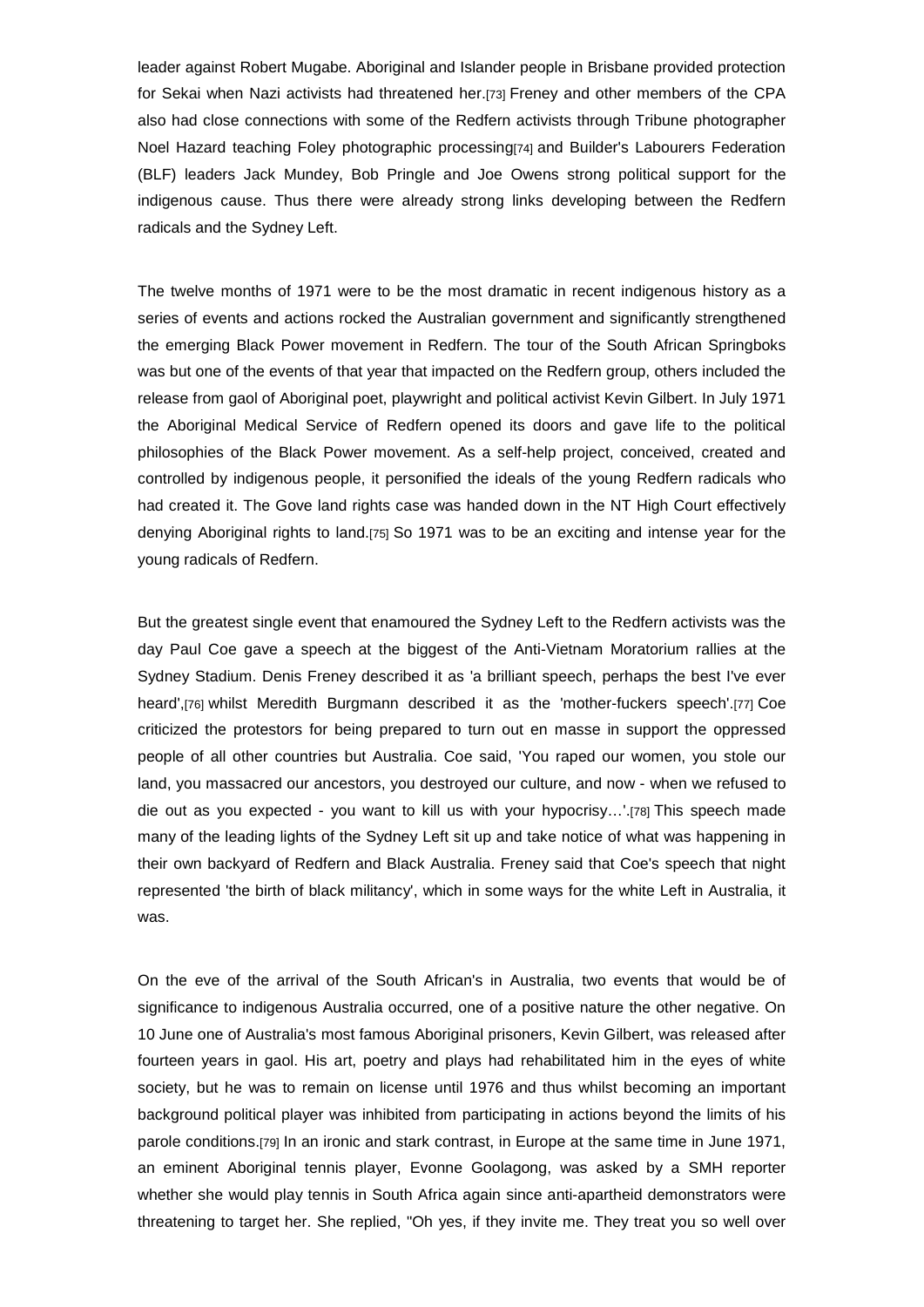leader against Robert Mugabe. Aboriginal and Islander people in Brisbane provided protection for Sekai when Nazi activists had threatened her.[73] Freney and other members of the CPA also had close connections with some of the Redfern activists through Tribune photographer Noel Hazard teaching Foley photographic processing[74] and Builder's Labourers Federation (BLF) leaders Jack Mundey, Bob Pringle and Joe Owens strong political support for the indigenous cause. Thus there were already strong links developing between the Redfern radicals and the Sydney Left.

The twelve months of 1971 were to be the most dramatic in recent indigenous history as a series of events and actions rocked the Australian government and significantly strengthened the emerging Black Power movement in Redfern. The tour of the South African Springboks was but one of the events of that year that impacted on the Redfern group, others included the release from gaol of Aboriginal poet, playwright and political activist Kevin Gilbert. In July 1971 the Aboriginal Medical Service of Redfern opened its doors and gave life to the political philosophies of the Black Power movement. As a self-help project, conceived, created and controlled by indigenous people, it personified the ideals of the young Redfern radicals who had created it. The Gove land rights case was handed down in the NT High Court effectively denying Aboriginal rights to land.[75] So 1971 was to be an exciting and intense year for the young radicals of Redfern.

But the greatest single event that enamoured the Sydney Left to the Redfern activists was the day Paul Coe gave a speech at the biggest of the Anti-Vietnam Moratorium rallies at the Sydney Stadium. Denis Freney described it as 'a brilliant speech, perhaps the best I've ever heard',[76] whilst Meredith Burgmann described it as the 'mother-fuckers speech'.[77] Coe criticized the protestors for being prepared to turn out en masse in support the oppressed people of all other countries but Australia. Coe said, 'You raped our women, you stole our land, you massacred our ancestors, you destroyed our culture, and now - when we refused to die out as you expected - you want to kill us with your hypocrisy…'.[78] This speech made many of the leading lights of the Sydney Left sit up and take notice of what was happening in their own backyard of Redfern and Black Australia. Freney said that Coe's speech that night represented 'the birth of black militancy', which in some ways for the white Left in Australia, it was.

On the eve of the arrival of the South African's in Australia, two events that would be of significance to indigenous Australia occurred, one of a positive nature the other negative. On 10 June one of Australia's most famous Aboriginal prisoners, Kevin Gilbert, was released after fourteen years in gaol. His art, poetry and plays had rehabilitated him in the eyes of white society, but he was to remain on license until 1976 and thus whilst becoming an important background political player was inhibited from participating in actions beyond the limits of his parole conditions.[79] In an ironic and stark contrast, in Europe at the same time in June 1971, an eminent Aboriginal tennis player, Evonne Goolagong, was asked by a SMH reporter whether she would play tennis in South Africa again since anti-apartheid demonstrators were threatening to target her. She replied, "Oh yes, if they invite me. They treat you so well over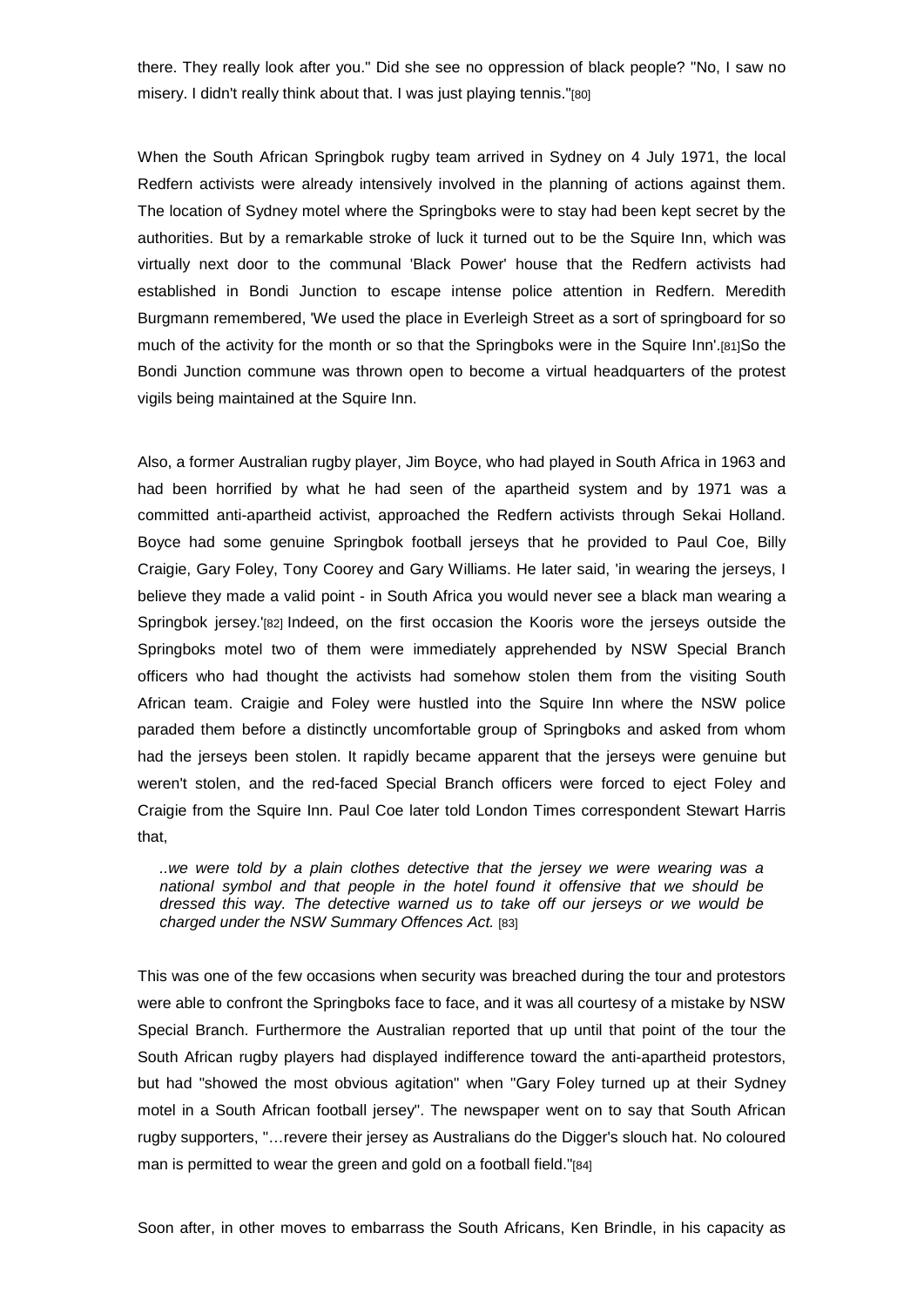there. They really look after you." Did she see no oppression of black people? "No, I saw no misery. I didn't really think about that. I was just playing tennis."[80]

When the South African Springbok rugby team arrived in Sydney on 4 July 1971, the local Redfern activists were already intensively involved in the planning of actions against them. The location of Sydney motel where the Springboks were to stay had been kept secret by the authorities. But by a remarkable stroke of luck it turned out to be the Squire Inn, which was virtually next door to the communal 'Black Power' house that the Redfern activists had established in Bondi Junction to escape intense police attention in Redfern. Meredith Burgmann remembered, 'We used the place in Everleigh Street as a sort of springboard for so much of the activity for the month or so that the Springboks were in the Squire Inn'.[81]So the Bondi Junction commune was thrown open to become a virtual headquarters of the protest vigils being maintained at the Squire Inn.

Also, a former Australian rugby player, Jim Boyce, who had played in South Africa in 1963 and had been horrified by what he had seen of the apartheid system and by 1971 was a committed anti-apartheid activist, approached the Redfern activists through Sekai Holland. Boyce had some genuine Springbok football jerseys that he provided to Paul Coe, Billy Craigie, Gary Foley, Tony Coorey and Gary Williams. He later said, 'in wearing the jerseys, I believe they made a valid point - in South Africa you would never see a black man wearing a Springbok jersey.'[82] Indeed, on the first occasion the Kooris wore the jerseys outside the Springboks motel two of them were immediately apprehended by NSW Special Branch officers who had thought the activists had somehow stolen them from the visiting South African team. Craigie and Foley were hustled into the Squire Inn where the NSW police paraded them before a distinctly uncomfortable group of Springboks and asked from whom had the jerseys been stolen. It rapidly became apparent that the jerseys were genuine but weren't stolen, and the red-faced Special Branch officers were forced to eject Foley and Craigie from the Squire Inn. Paul Coe later told London Times correspondent Stewart Harris that,

> *..we were told by a plain clothes detective that the jersey we were wearing was a national symbol and that people in the hotel found it offensive that we should be dressed this way. The detective warned us to take off our jerseys or we would be charged under the NSW Summary Offences Act.* [83]

This was one of the few occasions when security was breached during the tour and protestors were able to confront the Springboks face to face, and it was all courtesy of a mistake by NSW Special Branch. Furthermore the Australian reported that up until that point of the tour the South African rugby players had displayed indifference toward the anti-apartheid protestors, but had "showed the most obvious agitation" when "Gary Foley turned up at their Sydney motel in a South African football jersey". The newspaper went on to say that South African rugby supporters, "…revere their jersey as Australians do the Digger's slouch hat. No coloured man is permitted to wear the green and gold on a football field."[84]

Soon after, in other moves to embarrass the South Africans, Ken Brindle, in his capacity as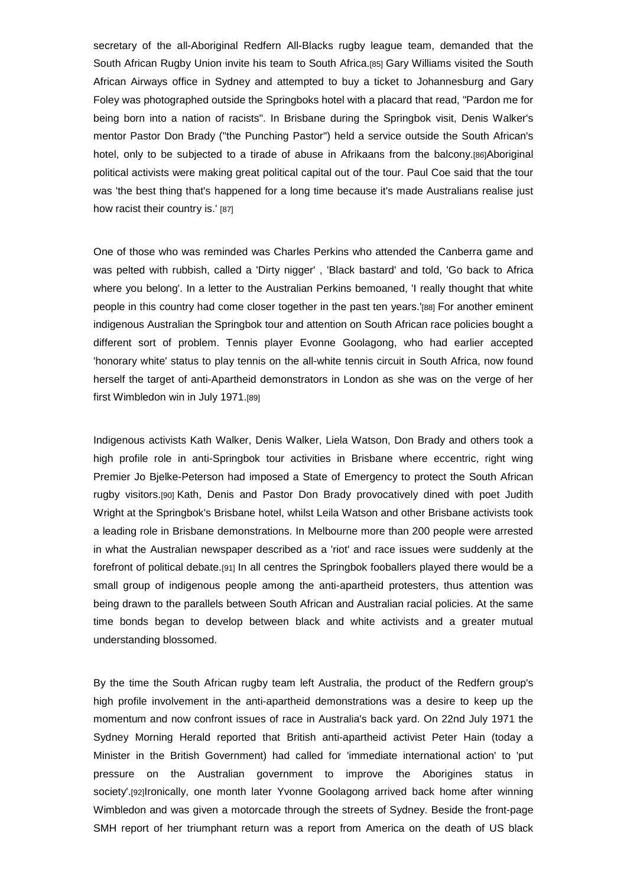secretary of the all-Aboriginal Redfern All-Blacks rugby league team, demanded that the South African Rugby Union invite his team to South Africa.[85] Gary Williams visited the South African Airways office in Sydney and attempted to buy a ticket to Johannesburg and Gary Foley was photographed outside the Springboks hotel with a placard that read, "Pardon me for being born into a nation of racists". In Brisbane during the Springbok visit, Denis Walker's mentor Pastor Don Brady ("the Punching Pastor") held a service outside the South African's hotel, only to be subjected to a tirade of abuse in Afrikaans from the balcony.[86]Aboriginal political activists were making great political capital out of the tour. Paul Coe said that the tour was 'the best thing that's happened for a long time because it's made Australians realise just how racist their country is.' [87]

One of those who was reminded was Charles Perkins who attended the Canberra game and was pelted with rubbish, called a 'Dirty nigger' , 'Black bastard' and told, 'Go back to Africa where you belong'. In a letter to the Australian Perkins bemoaned, 'I really thought that white people in this country had come closer together in the past ten years.'[88] For another eminent indigenous Australian the Springbok tour and attention on South African race policies bought a different sort of problem. Tennis player Evonne Goolagong, who had earlier accepted 'honorary white' status to play tennis on the all-white tennis circuit in South Africa, now found herself the target of anti-Apartheid demonstrators in London as she was on the verge of her first Wimbledon win in July 1971.[89]

Indigenous activists Kath Walker, Denis Walker, Liela Watson, Don Brady and others took a high profile role in anti-Springbok tour activities in Brisbane where eccentric, right wing Premier Jo Bjelke-Peterson had imposed a State of Emergency to protect the South African rugby visitors.[90] Kath, Denis and Pastor Don Brady provocatively dined with poet Judith Wright at the Springbok's Brisbane hotel, whilst Leila Watson and other Brisbane activists took a leading role in Brisbane demonstrations. In Melbourne more than 200 people were arrested in what the Australian newspaper described as a 'riot' and race issues were suddenly at the forefront of political debate.[91] In all centres the Springbok fooballers played there would be a small group of indigenous people among the anti-apartheid protesters, thus attention was being drawn to the parallels between South African and Australian racial policies. At the same time bonds began to develop between black and white activists and a greater mutual understanding blossomed.

By the time the South African rugby team left Australia, the product of the Redfern group's high profile involvement in the anti-apartheid demonstrations was a desire to keep up the momentum and now confront issues of race in Australia's back yard. On 22nd July 1971 the Sydney Morning Herald reported that British anti-apartheid activist Peter Hain (today a Minister in the British Government) had called for 'immediate international action' to 'put pressure on the Australian government to improve the Aborigines status in society'.[92]Ironically, one month later Yvonne Goolagong arrived back home after winning Wimbledon and was given a motorcade through the streets of Sydney. Beside the front-page SMH report of her triumphant return was a report from America on the death of US black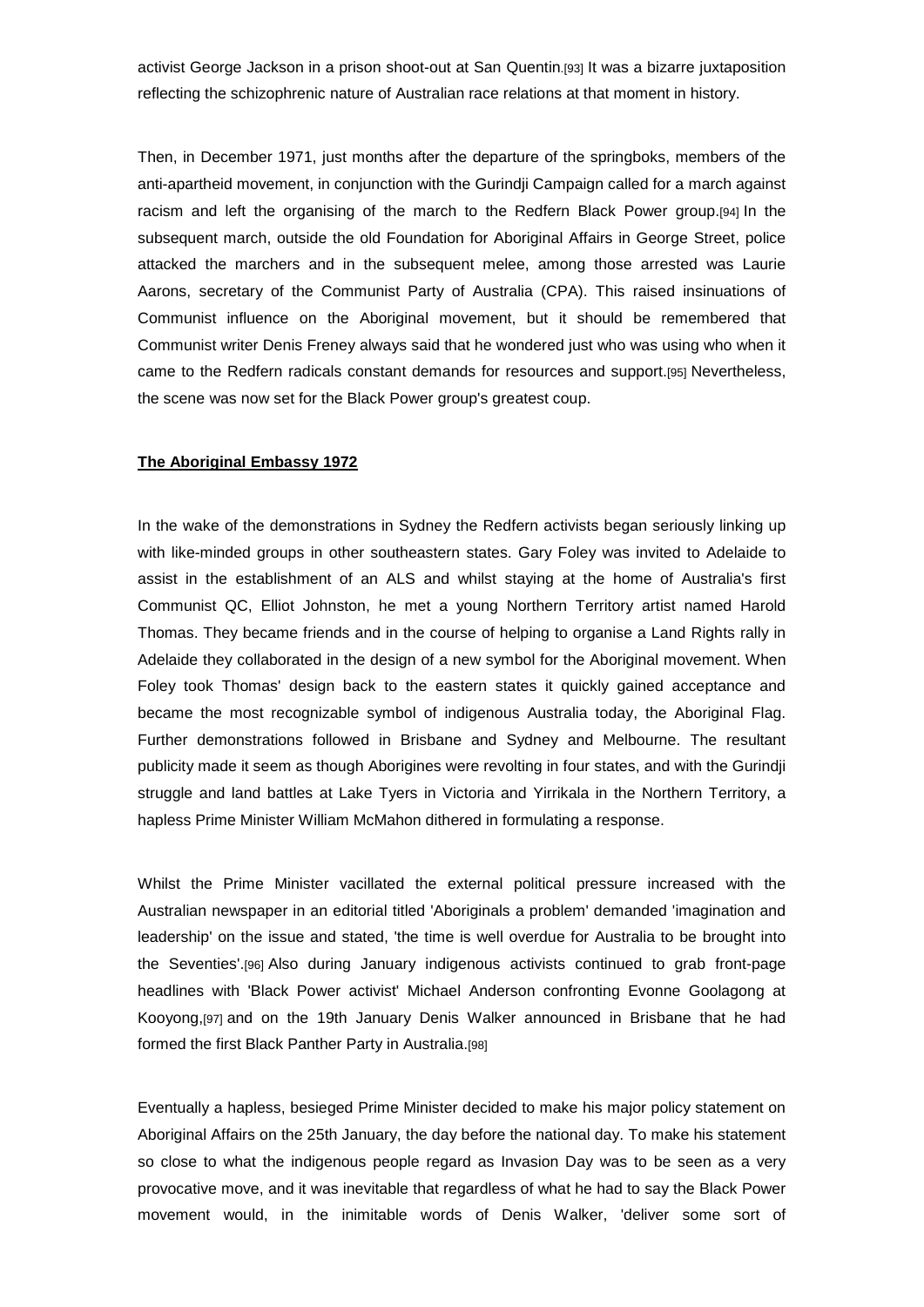activist George Jackson in a prison shoot-out at San Quentin.[93] It was a bizarre juxtaposition reflecting the schizophrenic nature of Australian race relations at that moment in history.

Then, in December 1971, just months after the departure of the springboks, members of the anti-apartheid movement, in conjunction with the Gurindji Campaign called for a march against racism and left the organising of the march to the Redfern Black Power group.[94] In the subsequent march, outside the old Foundation for Aboriginal Affairs in George Street, police attacked the marchers and in the subsequent melee, among those arrested was Laurie Aarons, secretary of the Communist Party of Australia (CPA). This raised insinuations of Communist influence on the Aboriginal movement, but it should be remembered that Communist writer Denis Freney always said that he wondered just who was using who when it came to the Redfern radicals constant demands for resources and support.[95] Nevertheless, the scene was now set for the Black Power group's greatest coup.

**The Aboriginal Embassy 1972**

In the wake of the demonstrations in Sydney the Redfern activists began seriously linking up with like-minded groups in other southeastern states. Gary Foley was invited to Adelaide to assist in the establishment of an ALS and whilst staying at the home of Australia's first Communist QC, Elliot Johnston, he met a young Northern Territory artist named Harold Thomas. They became friends and in the course of helping to organise a Land Rights rally in Adelaide they collaborated in the design of a new symbol for the Aboriginal movement. When Foley took Thomas' design back to the eastern states it quickly gained acceptance and became the most recognizable symbol of indigenous Australia today, the Aboriginal Flag. Further demonstrations followed in Brisbane and Sydney and Melbourne. The resultant publicity made it seem as though Aborigines were revolting in four states, and with the Gurindji struggle and land battles at Lake Tyers in Victoria and Yirrikala in the Northern Territory, a hapless Prime Minister William McMahon dithered in formulating a response.

Whilst the Prime Minister vacillated the external political pressure increased with the Australian newspaper in an editorial titled 'Aboriginals a problem' demanded 'imagination and leadership' on the issue and stated, 'the time is well overdue for Australia to be brought into the Seventies'.[96] Also during January indigenous activists continued to grab front-page headlines with 'Black Power activist' Michael Anderson confronting Evonne Goolagong at Kooyong,[97] and on the 19th January Denis Walker announced in Brisbane that he had formed the first Black Panther Party in Australia.[98]

Eventually a hapless, besieged Prime Minister decided to make his major policy statement on Aboriginal Affairs on the 25th January, the day before the national day. To make his statement so close to what the indigenous people regard as Invasion Day was to be seen as a very provocative move, and it was inevitable that regardless of what he had to say the Black Power movement would, in the inimitable words of Denis Walker, 'deliver some sort of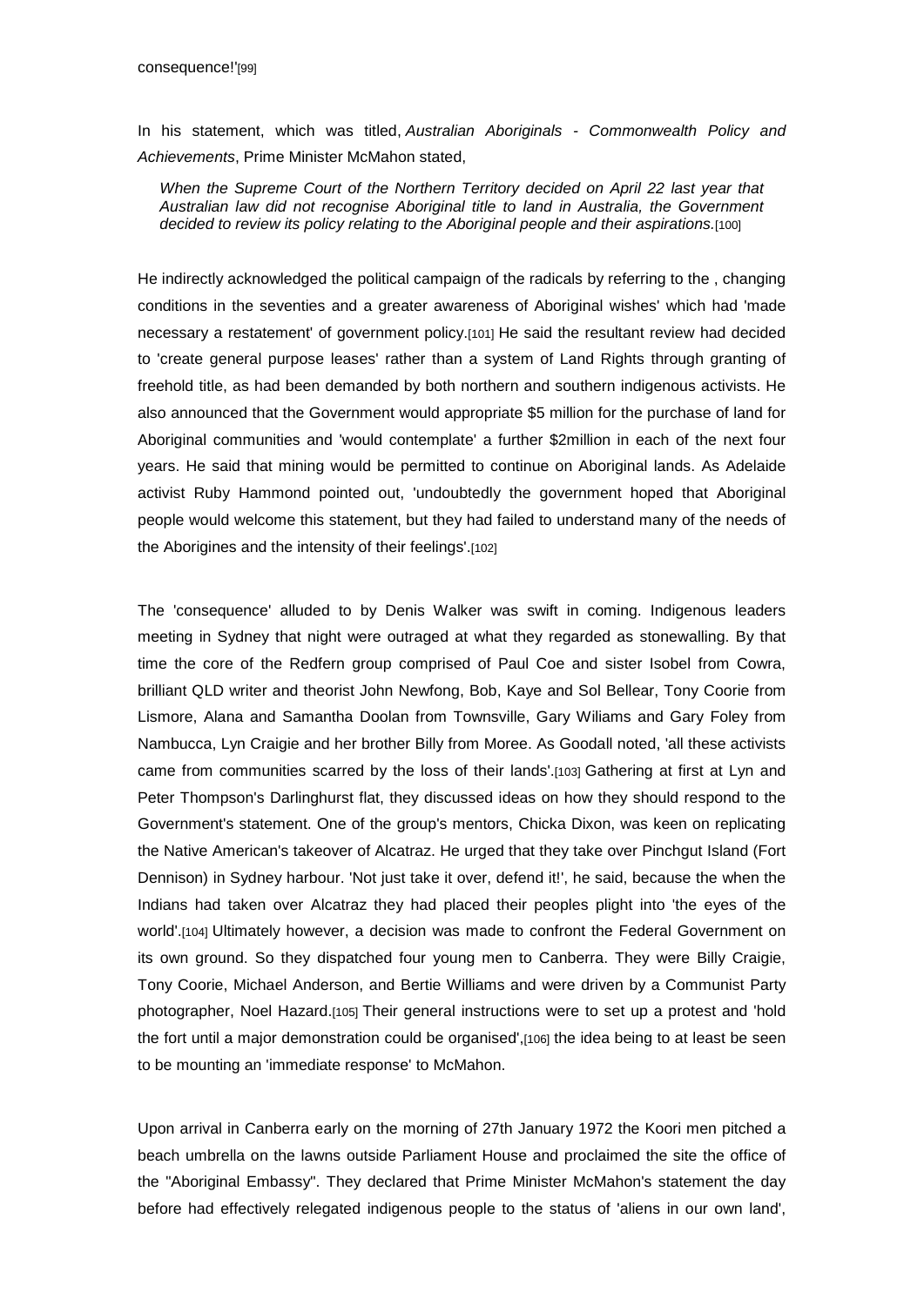consequence!'[99]

In his statement, which was titled, *Australian Aboriginals - Commonwealth Policy and Achievements*, Prime Minister McMahon stated,

> *When the Supreme Court of the Northern Territory decided on April 22 last year that Australian law did not recognise Aboriginal title to land in Australia, the Government decided to review its policy relating to the Aboriginal people and their aspirations.*[100]

He indirectly acknowledged the political campaign of the radicals by referring to the , changing conditions in the seventies and a greater awareness of Aboriginal wishes' which had 'made necessary a restatement' of government policy.[101] He said the resultant review had decided to 'create general purpose leases' rather than a system of Land Rights through granting of freehold title, as had been demanded by both northern and southern indigenous activists. He also announced that the Government would appropriate $5 million for the purchase of land for Aboriginal communities and 'would contemplate' a further $2million in each of the next four years. He said that mining would be permitted to continue on Aboriginal lands. As Adelaide activist Ruby Hammond pointed out, 'undoubtedly the government hoped that Aboriginal people would welcome this statement, but they had failed to understand many of the needs of the Aborigines and the intensity of their feelings'.[102]

The 'consequence' alluded to by Denis Walker was swift in coming. Indigenous leaders meeting in Sydney that night were outraged at what they regarded as stonewalling. By that time the core of the Redfern group comprised of Paul Coe and sister Isobel from Cowra, brilliant QLD writer and theorist John Newfong, Bob, Kaye and Sol Bellear, Tony Coorie from Lismore, Alana and Samantha Doolan from Townsville, Gary Wiliams and Gary Foley from Nambucca, Lyn Craigie and her brother Billy from Moree. As Goodall noted, 'all these activists came from communities scarred by the loss of their lands'.[103] Gathering at first at Lyn and Peter Thompson's Darlinghurst flat, they discussed ideas on how they should respond to the Government's statement. One of the group's mentors, Chicka Dixon, was keen on replicating the Native American's takeover of Alcatraz. He urged that they take over Pinchgut Island (Fort Dennison) in Sydney harbour. 'Not just take it over, defend it!', he said, because the when the Indians had taken over Alcatraz they had placed their peoples plight into 'the eyes of the world'.[104] Ultimately however, a decision was made to confront the Federal Government on its own ground. So they dispatched four young men to Canberra. They were Billy Craigie, Tony Coorie, Michael Anderson, and Bertie Williams and were driven by a Communist Party photographer, Noel Hazard.[105] Their general instructions were to set up a protest and 'hold the fort until a major demonstration could be organised',[106] the idea being to at least be seen to be mounting an 'immediate response' to McMahon.

Upon arrival in Canberra early on the morning of 27th January 1972 the Koori men pitched a beach umbrella on the lawns outside Parliament House and proclaimed the site the office of the "Aboriginal Embassy". They declared that Prime Minister McMahon's statement the day before had effectively relegated indigenous people to the status of 'aliens in our own land',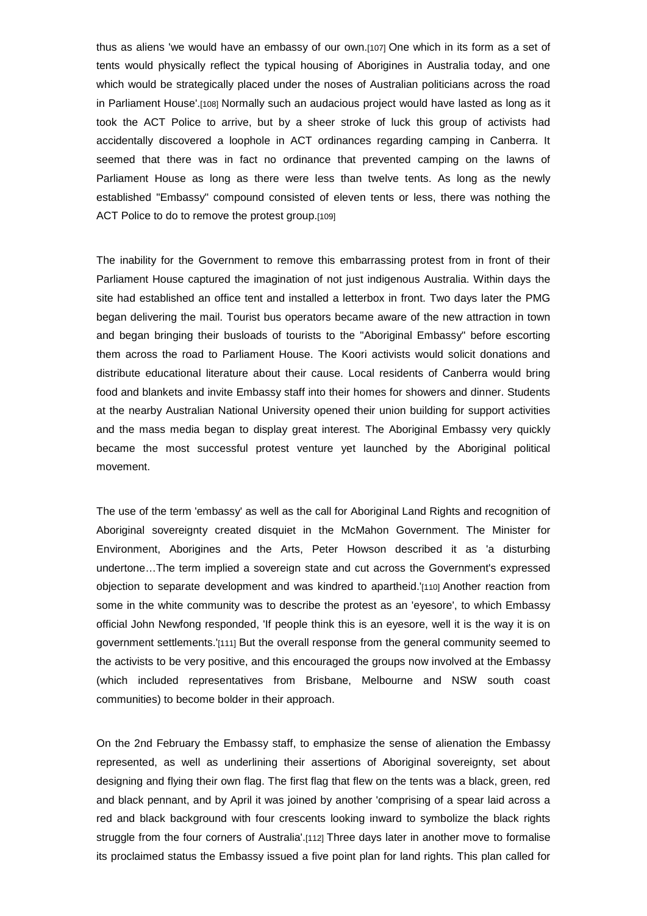thus as aliens 'we would have an embassy of our own.[107] One which in its form as a set of tents would physically reflect the typical housing of Aborigines in Australia today, and one which would be strategically placed under the noses of Australian politicians across the road in Parliament House'.[108] Normally such an audacious project would have lasted as long as it took the ACT Police to arrive, but by a sheer stroke of luck this group of activists had accidentally discovered a loophole in ACT ordinances regarding camping in Canberra. It seemed that there was in fact no ordinance that prevented camping on the lawns of Parliament House as long as there were less than twelve tents. As long as the newly established "Embassy" compound consisted of eleven tents or less, there was nothing the ACT Police to do to remove the protest group.[109]

The inability for the Government to remove this embarrassing protest from in front of their Parliament House captured the imagination of not just indigenous Australia. Within days the site had established an office tent and installed a letterbox in front. Two days later the PMG began delivering the mail. Tourist bus operators became aware of the new attraction in town and began bringing their busloads of tourists to the "Aboriginal Embassy" before escorting them across the road to Parliament House. The Koori activists would solicit donations and distribute educational literature about their cause. Local residents of Canberra would bring food and blankets and invite Embassy staff into their homes for showers and dinner. Students at the nearby Australian National University opened their union building for support activities and the mass media began to display great interest. The Aboriginal Embassy very quickly became the most successful protest venture yet launched by the Aboriginal political movement.

The use of the term 'embassy' as well as the call for Aboriginal Land Rights and recognition of Aboriginal sovereignty created disquiet in the McMahon Government. The Minister for Environment, Aborigines and the Arts, Peter Howson described it as 'a disturbing undertone…The term implied a sovereign state and cut across the Government's expressed objection to separate development and was kindred to apartheid.'[110] Another reaction from some in the white community was to describe the protest as an 'eyesore', to which Embassy official John Newfong responded, 'If people think this is an eyesore, well it is the way it is on government settlements.'[111] But the overall response from the general community seemed to the activists to be very positive, and this encouraged the groups now involved at the Embassy (which included representatives from Brisbane, Melbourne and NSW south coast communities) to become bolder in their approach.

On the 2nd February the Embassy staff, to emphasize the sense of alienation the Embassy represented, as well as underlining their assertions of Aboriginal sovereignty, set about designing and flying their own flag. The first flag that flew on the tents was a black, green, red and black pennant, and by April it was joined by another 'comprising of a spear laid across a red and black background with four crescents looking inward to symbolize the black rights struggle from the four corners of Australia'.[112] Three days later in another move to formalise its proclaimed status the Embassy issued a five point plan for land rights. This plan called for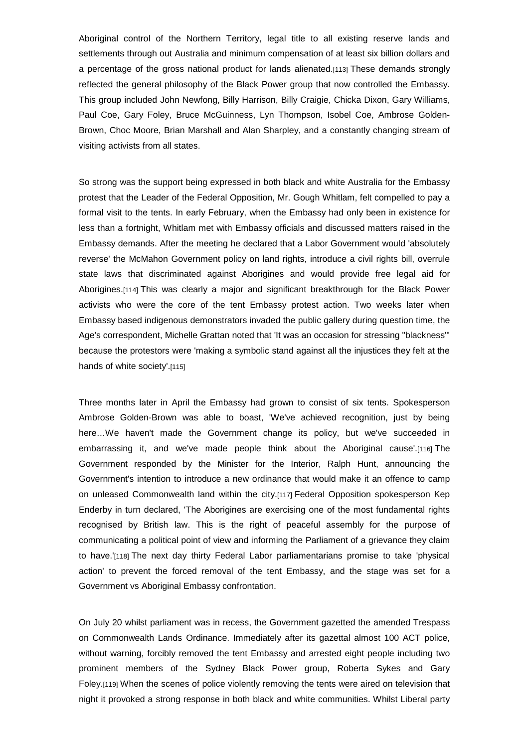Aboriginal control of the Northern Territory, legal title to all existing reserve lands and settlements through out Australia and minimum compensation of at least six billion dollars and a percentage of the gross national product for lands alienated.[113] These demands strongly reflected the general philosophy of the Black Power group that now controlled the Embassy. This group included John Newfong, Billy Harrison, Billy Craigie, Chicka Dixon, Gary Williams, Paul Coe, Gary Foley, Bruce McGuinness, Lyn Thompson, Isobel Coe, Ambrose Golden-Brown, Choc Moore, Brian Marshall and Alan Sharpley, and a constantly changing stream of visiting activists from all states.

So strong was the support being expressed in both black and white Australia for the Embassy protest that the Leader of the Federal Opposition, Mr. Gough Whitlam, felt compelled to pay a formal visit to the tents. In early February, when the Embassy had only been in existence for less than a fortnight, Whitlam met with Embassy officials and discussed matters raised in the Embassy demands. After the meeting he declared that a Labor Government would 'absolutely reverse' the McMahon Government policy on land rights, introduce a civil rights bill, overrule state laws that discriminated against Aborigines and would provide free legal aid for Aborigines.[114] This was clearly a major and significant breakthrough for the Black Power activists who were the core of the tent Embassy protest action. Two weeks later when Embassy based indigenous demonstrators invaded the public gallery during question time, the Age's correspondent, Michelle Grattan noted that 'It was an occasion for stressing "blackness"' because the protestors were 'making a symbolic stand against all the injustices they felt at the hands of white society'.[115]

Three months later in April the Embassy had grown to consist of six tents. Spokesperson Ambrose Golden-Brown was able to boast, 'We've achieved recognition, just by being here…We haven't made the Government change its policy, but we've succeeded in embarrassing it, and we've made people think about the Aboriginal cause'.[116] The Government responded by the Minister for the Interior, Ralph Hunt, announcing the Government's intention to introduce a new ordinance that would make it an offence to camp on unleased Commonwealth land within the city.[117] Federal Opposition spokesperson Kep Enderby in turn declared, 'The Aborigines are exercising one of the most fundamental rights recognised by British law. This is the right of peaceful assembly for the purpose of communicating a political point of view and informing the Parliament of a grievance they claim to have.'[118] The next day thirty Federal Labor parliamentarians promise to take 'physical action' to prevent the forced removal of the tent Embassy, and the stage was set for a Government vs Aboriginal Embassy confrontation.

On July 20 whilst parliament was in recess, the Government gazetted the amended Trespass on Commonwealth Lands Ordinance. Immediately after its gazettal almost 100 ACT police, without warning, forcibly removed the tent Embassy and arrested eight people including two prominent members of the Sydney Black Power group, Roberta Sykes and Gary Foley.[119] When the scenes of police violently removing the tents were aired on television that night it provoked a strong response in both black and white communities. Whilst Liberal party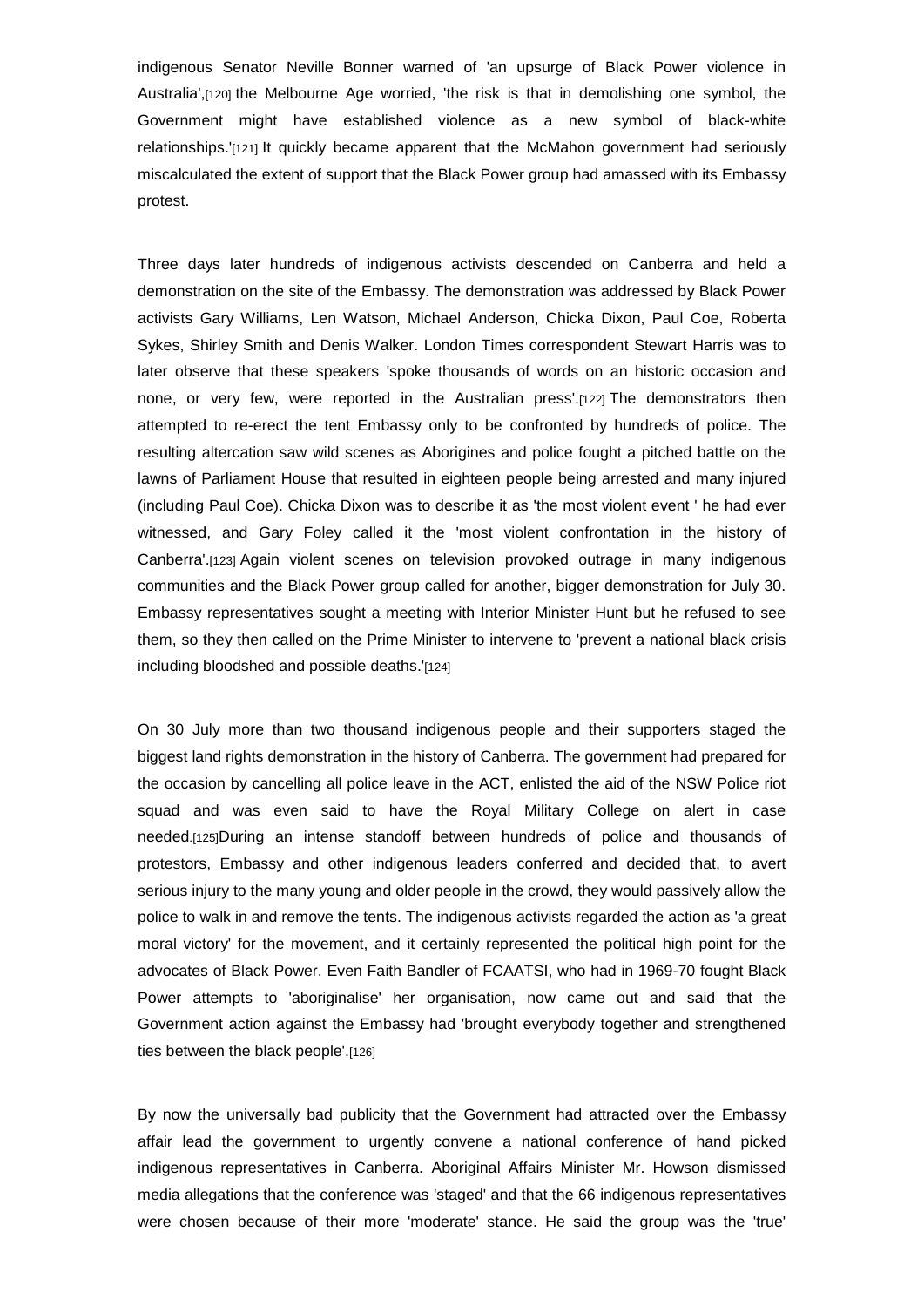indigenous Senator Neville Bonner warned of 'an upsurge of Black Power violence in Australia',[120] the Melbourne Age worried, 'the risk is that in demolishing one symbol, the Government might have established violence as a new symbol of black-white relationships.'[121] It quickly became apparent that the McMahon government had seriously miscalculated the extent of support that the Black Power group had amassed with its Embassy protest.

Three days later hundreds of indigenous activists descended on Canberra and held a demonstration on the site of the Embassy. The demonstration was addressed by Black Power activists Gary Williams, Len Watson, Michael Anderson, Chicka Dixon, Paul Coe, Roberta Sykes, Shirley Smith and Denis Walker. London Times correspondent Stewart Harris was to later observe that these speakers 'spoke thousands of words on an historic occasion and none, or very few, were reported in the Australian press'.[122] The demonstrators then attempted to re-erect the tent Embassy only to be confronted by hundreds of police. The resulting altercation saw wild scenes as Aborigines and police fought a pitched battle on the lawns of Parliament House that resulted in eighteen people being arrested and many injured (including Paul Coe). Chicka Dixon was to describe it as 'the most violent event ' he had ever witnessed, and Gary Foley called it the 'most violent confrontation in the history of Canberra'.[123] Again violent scenes on television provoked outrage in many indigenous communities and the Black Power group called for another, bigger demonstration for July 30. Embassy representatives sought a meeting with Interior Minister Hunt but he refused to see them, so they then called on the Prime Minister to intervene to 'prevent a national black crisis including bloodshed and possible deaths.'[124]

On 30 July more than two thousand indigenous people and their supporters staged the biggest land rights demonstration in the history of Canberra. The government had prepared for the occasion by cancelling all police leave in the ACT, enlisted the aid of the NSW Police riot squad and was even said to have the Royal Military College on alert in case needed.[125]During an intense standoff between hundreds of police and thousands of protestors, Embassy and other indigenous leaders conferred and decided that, to avert serious injury to the many young and older people in the crowd, they would passively allow the police to walk in and remove the tents. The indigenous activists regarded the action as 'a great moral victory' for the movement, and it certainly represented the political high point for the advocates of Black Power. Even Faith Bandler of FCAATSI, who had in 1969-70 fought Black Power attempts to 'aboriginalise' her organisation, now came out and said that the Government action against the Embassy had 'brought everybody together and strengthened ties between the black people'.[126]

By now the universally bad publicity that the Government had attracted over the Embassy affair lead the government to urgently convene a national conference of hand picked indigenous representatives in Canberra. Aboriginal Affairs Minister Mr. Howson dismissed media allegations that the conference was 'staged' and that the 66 indigenous representatives were chosen because of their more 'moderate' stance. He said the group was the 'true'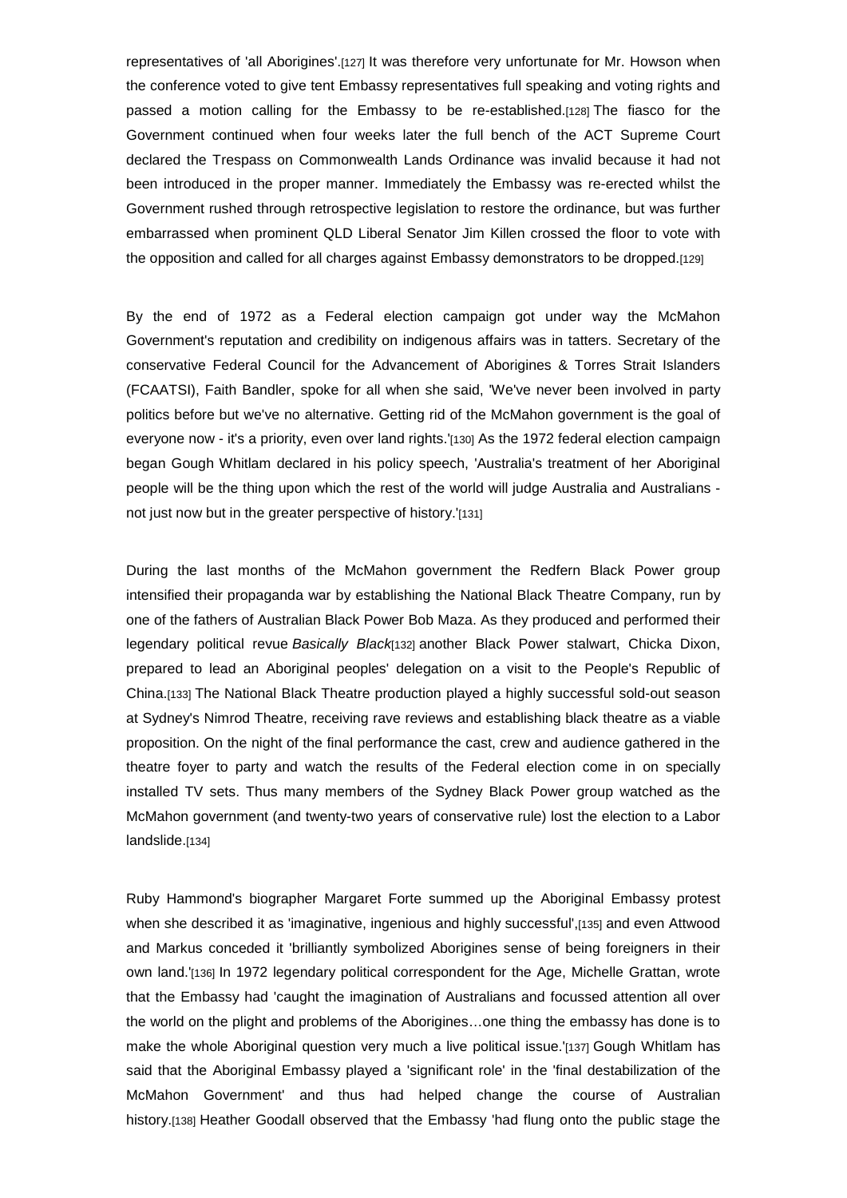representatives of 'all Aborigines'.[127] It was therefore very unfortunate for Mr. Howson when the conference voted to give tent Embassy representatives full speaking and voting rights and passed a motion calling for the Embassy to be re-established.[128] The fiasco for the Government continued when four weeks later the full bench of the ACT Supreme Court declared the Trespass on Commonwealth Lands Ordinance was invalid because it had not been introduced in the proper manner. Immediately the Embassy was re-erected whilst the Government rushed through retrospective legislation to restore the ordinance, but was further embarrassed when prominent QLD Liberal Senator Jim Killen crossed the floor to vote with the opposition and called for all charges against Embassy demonstrators to be dropped.[129]

By the end of 1972 as a Federal election campaign got under way the McMahon Government's reputation and credibility on indigenous affairs was in tatters. Secretary of the conservative Federal Council for the Advancement of Aborigines & Torres Strait Islanders (FCAATSI), Faith Bandler, spoke for all when she said, 'We've never been involved in party politics before but we've no alternative. Getting rid of the McMahon government is the goal of everyone now - it's a priority, even over land rights.'[130] As the 1972 federal election campaign began Gough Whitlam declared in his policy speech, 'Australia's treatment of her Aboriginal people will be the thing upon which the rest of the world will judge Australia and Australians - not just now but in the greater perspective of history.'[131]

During the last months of the McMahon government the Redfern Black Power group intensified their propaganda war by establishing the National Black Theatre Company, run by one of the fathers of Australian Black Power Bob Maza. As they produced and performed their legendary political revue *Basically Black*[132] another Black Power stalwart, Chicka Dixon, prepared to lead an Aboriginal peoples' delegation on a visit to the People's Republic of China.[133] The National Black Theatre production played a highly successful sold-out season at Sydney's Nimrod Theatre, receiving rave reviews and establishing black theatre as a viable proposition. On the night of the final performance the cast, crew and audience gathered in the theatre foyer to party and watch the results of the Federal election come in on specially installed TV sets. Thus many members of the Sydney Black Power group watched as the McMahon government (and twenty-two years of conservative rule) lost the election to a Labor landslide.[134]

Ruby Hammond's biographer Margaret Forte summed up the Aboriginal Embassy protest when she described it as 'imaginative, ingenious and highly successful',[135] and even Attwood and Markus conceded it 'brilliantly symbolized Aborigines sense of being foreigners in their own land.'[136] In 1972 legendary political correspondent for the Age, Michelle Grattan, wrote that the Embassy had 'caught the imagination of Australians and focussed attention all over the world on the plight and problems of the Aborigines…one thing the embassy has done is to make the whole Aboriginal question very much a live political issue.'[137] Gough Whitlam has said that the Aboriginal Embassy played a 'significant role' in the 'final destabilization of the McMahon Government' and thus had helped change the course of Australian history.[138] Heather Goodall observed that the Embassy 'had flung onto the public stage the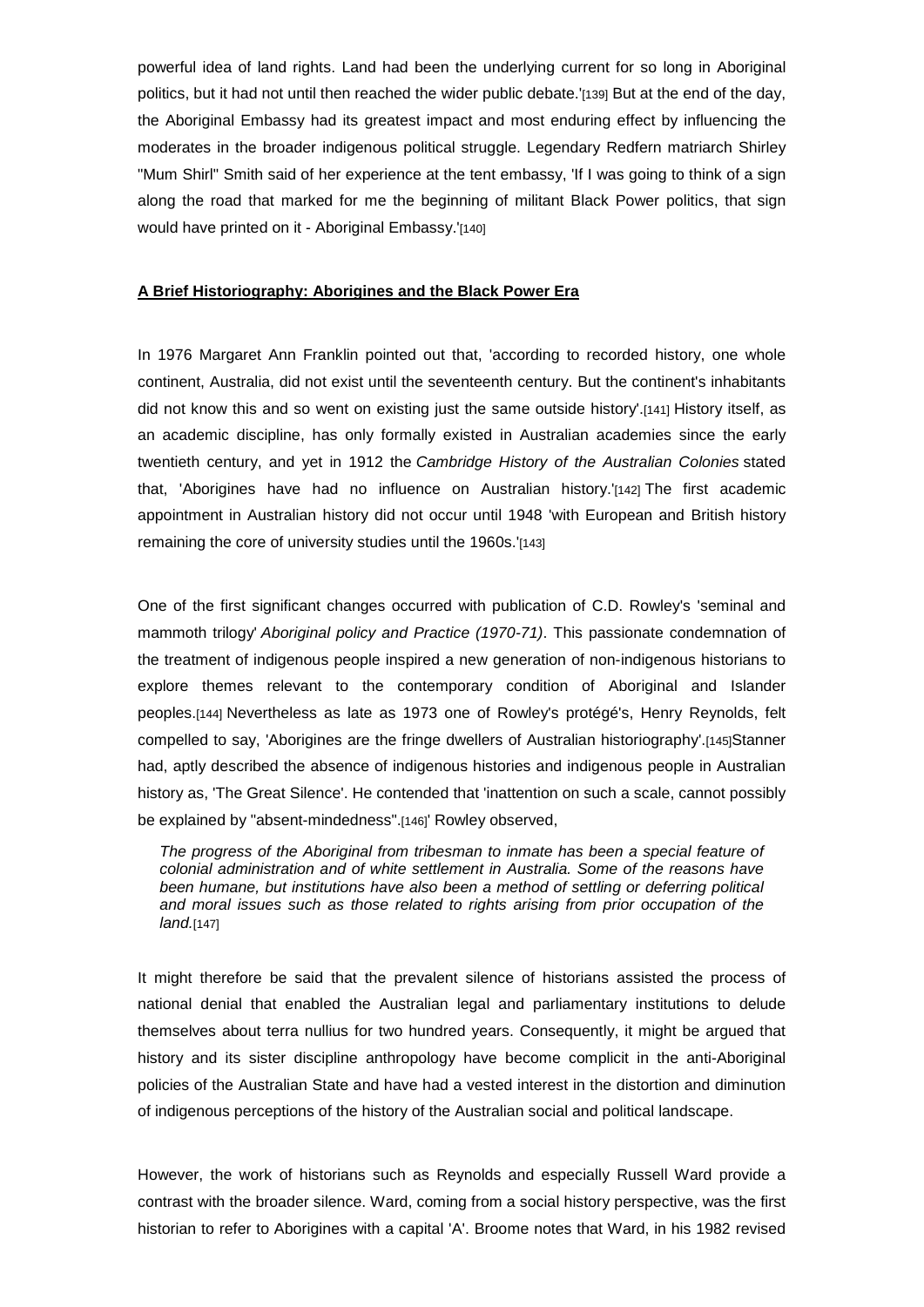powerful idea of land rights. Land had been the underlying current for so long in Aboriginal politics, but it had not until then reached the wider public debate.'[139] But at the end of the day, the Aboriginal Embassy had its greatest impact and most enduring effect by influencing the moderates in the broader indigenous political struggle. Legendary Redfern matriarch Shirley "Mum Shirl" Smith said of her experience at the tent embassy, 'If I was going to think of a sign along the road that marked for me the beginning of militant Black Power politics, that sign would have printed on it - Aboriginal Embassy.'[140]

## A Brief Historiography: Aborigines and the Black Power Era

In 1976 Margaret Ann Franklin pointed out that, 'according to recorded history, one whole continent, Australia, did not exist until the seventeenth century. But the continent's inhabitants did not know this and so went on existing just the same outside history'.[141] History itself, as an academic discipline, has only formally existed in Australian academies since the early twentieth century, and yet in 1912 the *Cambridge History of the Australian Colonies* stated that, 'Aborigines have had no influence on Australian history.'[142] The first academic appointment in Australian history did not occur until 1948 'with European and British history remaining the core of university studies until the 1960s.'[143]

One of the first significant changes occurred with publication of C.D. Rowley's 'seminal and mammoth trilogy' *Aboriginal policy and Practice (1970-71)*. This passionate condemnation of the treatment of indigenous people inspired a new generation of non-indigenous historians to explore themes relevant to the contemporary condition of Aboriginal and Islander peoples.[144] Nevertheless as late as 1973 one of Rowley's protégé's, Henry Reynolds, felt compelled to say, 'Aborigines are the fringe dwellers of Australian historiography'.[145]Stanner had, aptly described the absence of indigenous histories and indigenous people in Australian history as, 'The Great Silence'. He contended that 'inattention on such a scale, cannot possibly be explained by "absent-mindedness".[146]' Rowley observed,

> *The progress of the Aboriginal from tribesman to inmate has been a special feature of colonial administration and of white settlement in Australia. Some of the reasons have been humane, but institutions have also been a method of settling or deferring political and moral issues such as those related to rights arising from prior occupation of the land.*[147]

It might therefore be said that the prevalent silence of historians assisted the process of national denial that enabled the Australian legal and parliamentary institutions to delude themselves about terra nullius for two hundred years. Consequently, it might be argued that history and its sister discipline anthropology have become complicit in the anti-Aboriginal policies of the Australian State and have had a vested interest in the distortion and diminution of indigenous perceptions of the history of the Australian social and political landscape.

However, the work of historians such as Reynolds and especially Russell Ward provide a contrast with the broader silence. Ward, coming from a social history perspective, was the first historian to refer to Aborigines with a capital 'A'. Broome notes that Ward, in his 1982 revised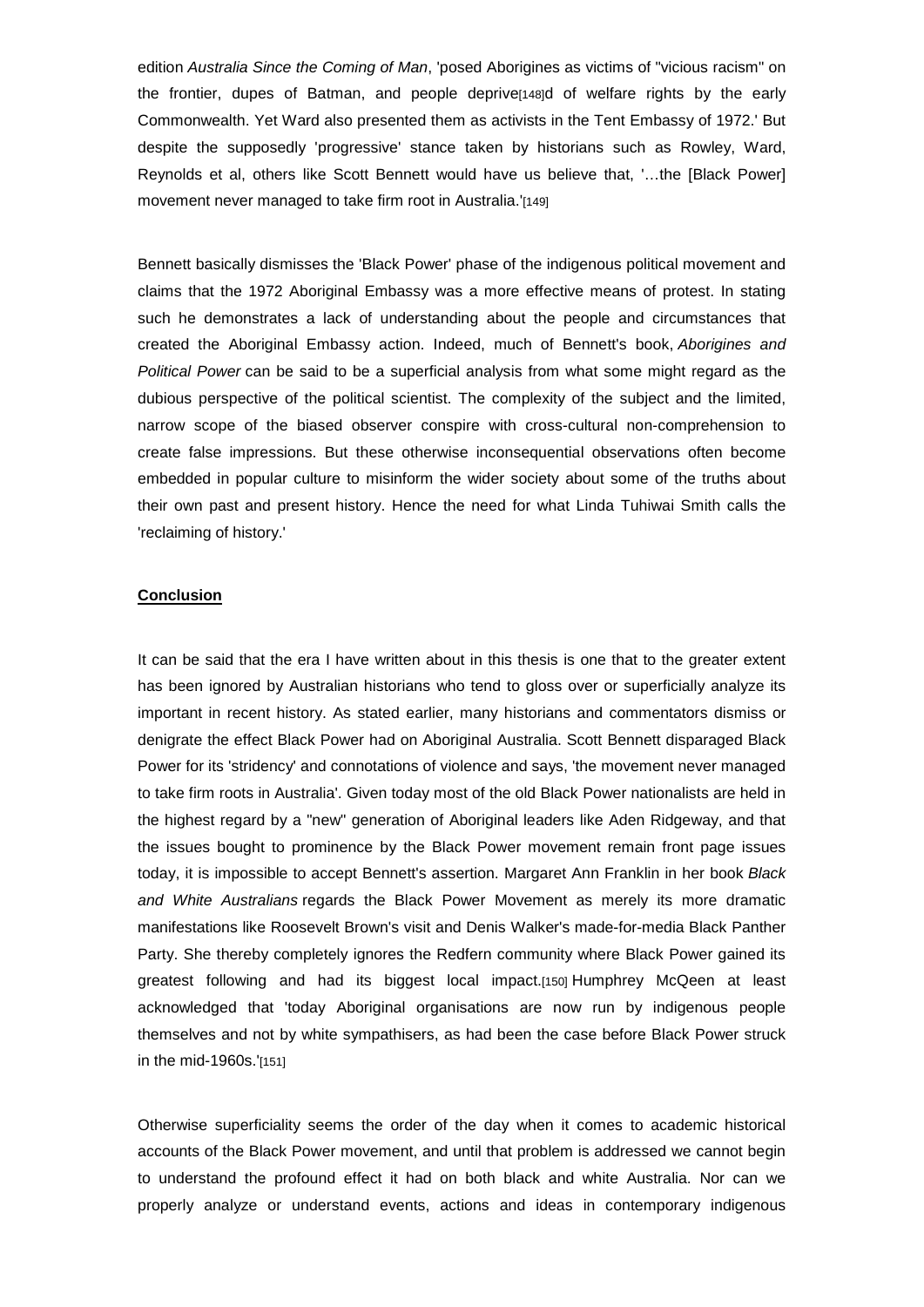edition *Australia Since the Coming of Man*, 'posed Aborigines as victims of "vicious racism" on the frontier, dupes of Batman, and people deprive[148]d of welfare rights by the early Commonwealth. Yet Ward also presented them as activists in the Tent Embassy of 1972.' But despite the supposedly 'progressive' stance taken by historians such as Rowley, Ward, Reynolds et al, others like Scott Bennett would have us believe that, '…the [Black Power] movement never managed to take firm root in Australia.'[149]

Bennett basically dismisses the 'Black Power' phase of the indigenous political movement and claims that the 1972 Aboriginal Embassy was a more effective means of protest. In stating such he demonstrates a lack of understanding about the people and circumstances that created the Aboriginal Embassy action. Indeed, much of Bennett's book, *Aborigines and Political Power* can be said to be a superficial analysis from what some might regard as the dubious perspective of the political scientist. The complexity of the subject and the limited, narrow scope of the biased observer conspire with cross-cultural non-comprehension to create false impressions. But these otherwise inconsequential observations often become embedded in popular culture to misinform the wider society about some of the truths about their own past and present history. Hence the need for what Linda Tuhiwai Smith calls the 'reclaiming of history.'

**Conclusion**

It can be said that the era I have written about in this thesis is one that to the greater extent has been ignored by Australian historians who tend to gloss over or superficially analyze its important in recent history. As stated earlier, many historians and commentators dismiss or denigrate the effect Black Power had on Aboriginal Australia. Scott Bennett disparaged Black Power for its 'stridency' and connotations of violence and says, 'the movement never managed to take firm roots in Australia'. Given today most of the old Black Power nationalists are held in the highest regard by a "new" generation of Aboriginal leaders like Aden Ridgeway, and that the issues bought to prominence by the Black Power movement remain front page issues today, it is impossible to accept Bennett's assertion. Margaret Ann Franklin in her book *Black and White Australians* regards the Black Power Movement as merely its more dramatic manifestations like Roosevelt Brown's visit and Denis Walker's made-for-media Black Panther Party. She thereby completely ignores the Redfern community where Black Power gained its greatest following and had its biggest local impact.[150] Humphrey McQeen at least acknowledged that 'today Aboriginal organisations are now run by indigenous people themselves and not by white sympathisers, as had been the case before Black Power struck in the mid-1960s.'[151]

Otherwise superficiality seems the order of the day when it comes to academic historical accounts of the Black Power movement, and until that problem is addressed we cannot begin to understand the profound effect it had on both black and white Australia. Nor can we properly analyze or understand events, actions and ideas in contemporary indigenous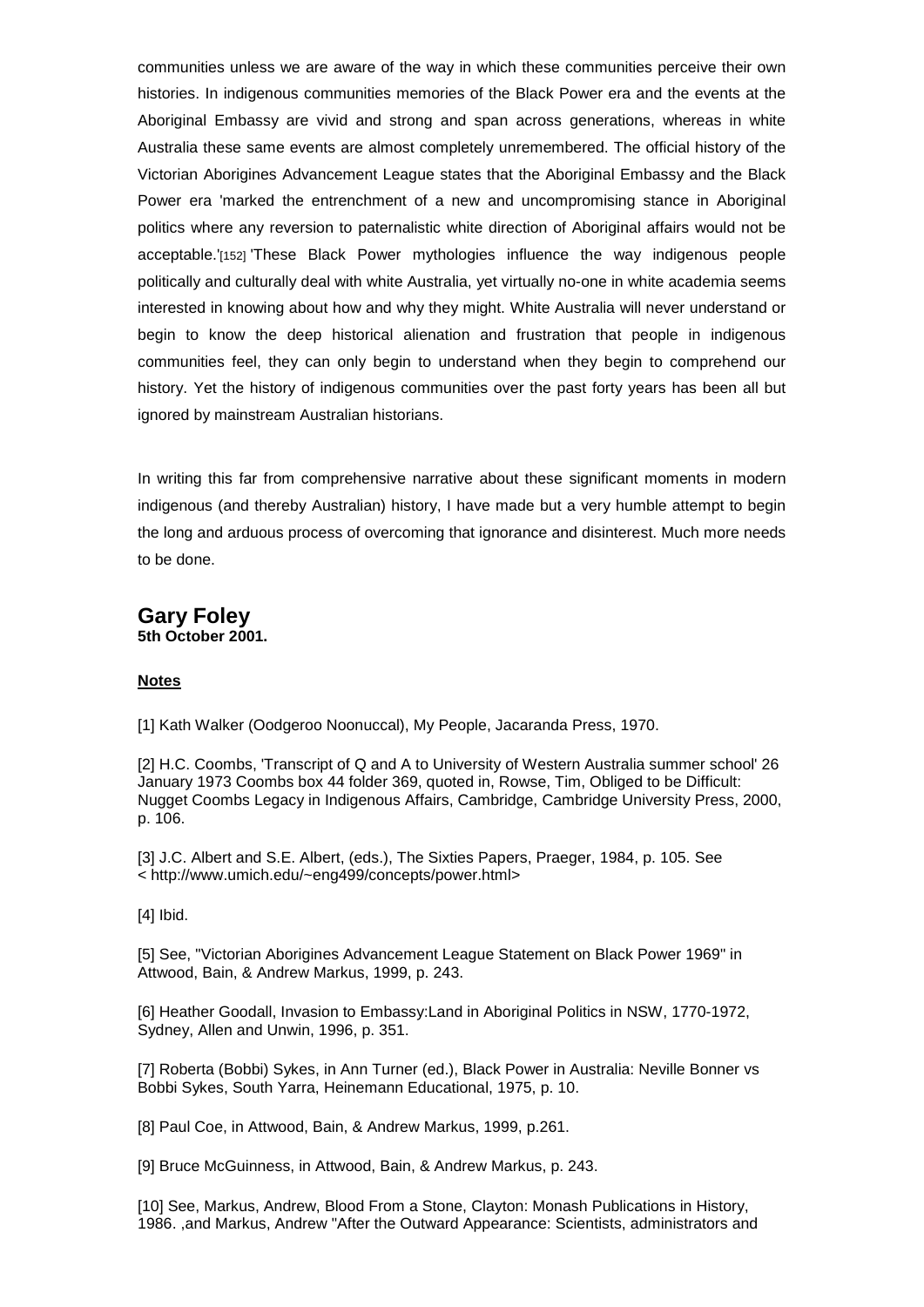communities unless we are aware of the way in which these communities perceive their own histories. In indigenous communities memories of the Black Power era and the events at the Aboriginal Embassy are vivid and strong and span across generations, whereas in white Australia these same events are almost completely unremembered. The official history of the Victorian Aborigines Advancement League states that the Aboriginal Embassy and the Black Power era 'marked the entrenchment of a new and uncompromising stance in Aboriginal politics where any reversion to paternalistic white direction of Aboriginal affairs would not be acceptable.'[152] 'These Black Power mythologies influence the way indigenous people politically and culturally deal with white Australia, yet virtually no-one in white academia seems interested in knowing about how and why they might. White Australia will never understand or begin to know the deep historical alienation and frustration that people in indigenous communities feel, they can only begin to understand when they begin to comprehend our history. Yet the history of indigenous communities over the past forty years has been all but ignored by mainstream Australian historians.

In writing this far from comprehensive narrative about these significant moments in modern indigenous (and thereby Australian) history, I have made but a very humble attempt to begin the long and arduous process of overcoming that ignorance and disinterest. Much more needs to be done.

## Gary Foley

**5th October 2001.**

**Notes**

[1] Kath Walker (Oodgeroo Noonuccal), My People, Jacaranda Press, 1970.

[2] H.C. Coombs, 'Transcript of Q and A to University of Western Australia summer school' 26 January 1973 Coombs box 44 folder 369, quoted in, Rowse, Tim, Obliged to be Difficult: Nugget Coombs Legacy in Indigenous Affairs, Cambridge, Cambridge University Press, 2000, p. 106.

[3] J.C. Albert and S.E. Albert, (eds.), The Sixties Papers, Praeger, 1984, p. 105. See < http://www.umich.edu/~eng499/concepts/power.html>

[4] Ibid.

[5] See, "Victorian Aborigines Advancement League Statement on Black Power 1969" in Attwood, Bain, & Andrew Markus, 1999, p. 243.

[6] Heather Goodall, Invasion to Embassy:Land in Aboriginal Politics in NSW, 1770-1972, Sydney, Allen and Unwin, 1996, p. 351.

[7] Roberta (Bobbi) Sykes, in Ann Turner (ed.), Black Power in Australia: Neville Bonner vs Bobbi Sykes, South Yarra, Heinemann Educational, 1975, p. 10.

[8] Paul Coe, in Attwood, Bain, & Andrew Markus, 1999, p.261.

[9] Bruce McGuinness, in Attwood, Bain, & Andrew Markus, p. 243.

[10] See, Markus, Andrew, Blood From a Stone, Clayton: Monash Publications in History, 1986. ,and Markus, Andrew "After the Outward Appearance: Scientists, administrators and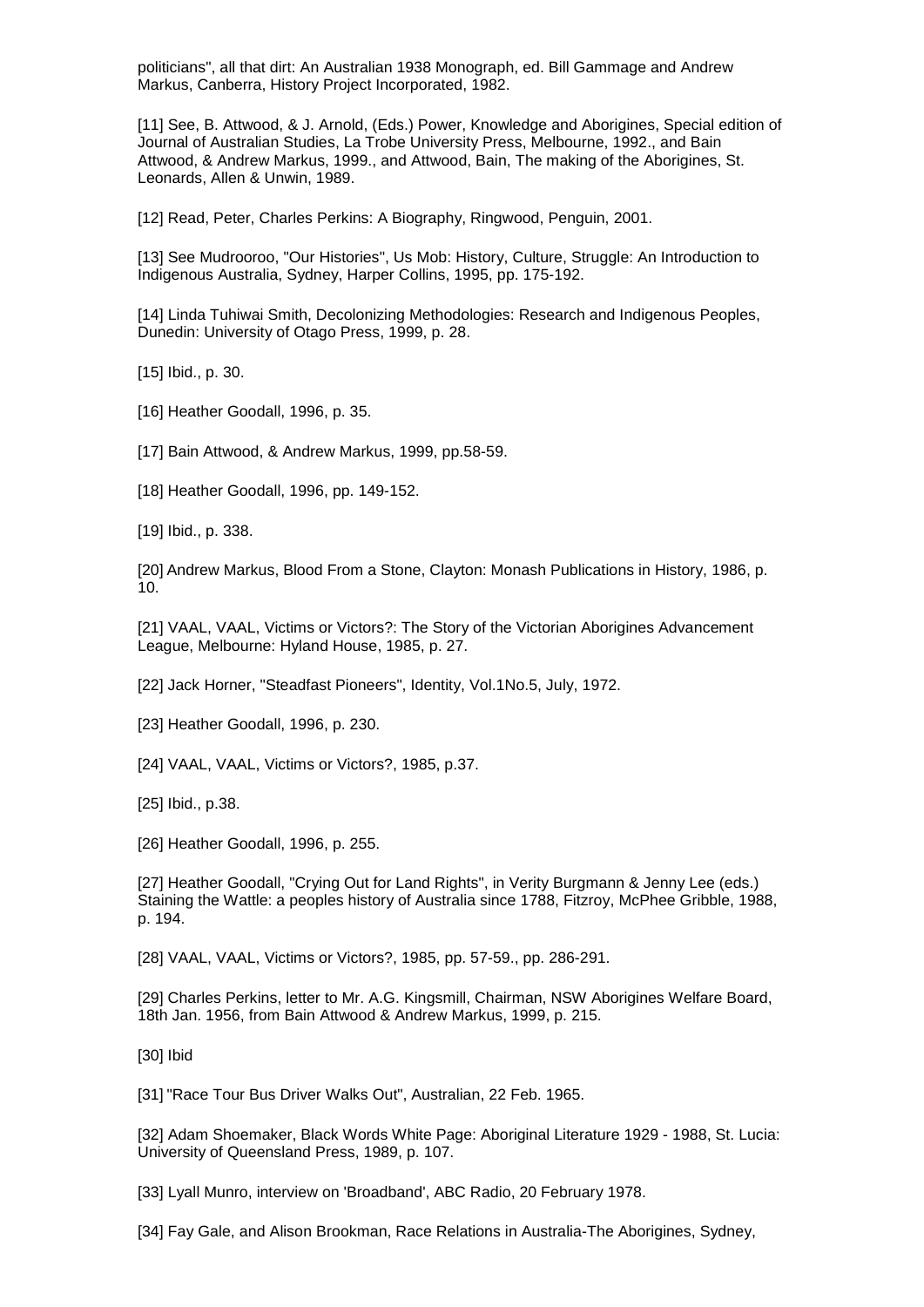politicians", all that dirt: An Australian 1938 Monograph, ed. Bill Gammage and Andrew Markus, Canberra, History Project Incorporated, 1982.

[11] See, B. Attwood, & J. Arnold, (Eds.) Power, Knowledge and Aborigines, Special edition of Journal of Australian Studies, La Trobe University Press, Melbourne, 1992., and Bain Attwood, & Andrew Markus, 1999., and Attwood, Bain, The making of the Aborigines, St. Leonards, Allen & Unwin, 1989.

[12] Read, Peter, Charles Perkins: A Biography, Ringwood, Penguin, 2001.

[13] See Mudrooroo, "Our Histories", Us Mob: History, Culture, Struggle: An Introduction to Indigenous Australia, Sydney, Harper Collins, 1995, pp. 175-192.

[14] Linda Tuhiwai Smith, Decolonizing Methodologies: Research and Indigenous Peoples, Dunedin: University of Otago Press, 1999, p. 28.

[15] Ibid., p. 30.

[16] Heather Goodall, 1996, p. 35.

[17] Bain Attwood, & Andrew Markus, 1999, pp.58-59.

[18] Heather Goodall, 1996, pp. 149-152.

[19] Ibid., p. 338.

[20] Andrew Markus, Blood From a Stone, Clayton: Monash Publications in History, 1986, p. 10.

[21] VAAL, VAAL, Victims or Victors?: The Story of the Victorian Aborigines Advancement League, Melbourne: Hyland House, 1985, p. 27.

[22] Jack Horner, "Steadfast Pioneers", Identity, Vol.1No.5, July, 1972.

[23] Heather Goodall, 1996, p. 230.

[24] VAAL, VAAL, Victims or Victors?, 1985, p.37.

[25] Ibid., p.38.

[26] Heather Goodall, 1996, p. 255.

[27] Heather Goodall, "Crying Out for Land Rights", in Verity Burgmann & Jenny Lee (eds.) Staining the Wattle: a peoples history of Australia since 1788, Fitzroy, McPhee Gribble, 1988, p. 194.

[28] VAAL, VAAL, Victims or Victors?, 1985, pp. 57-59., pp. 286-291.

[29] Charles Perkins, letter to Mr. A.G. Kingsmill, Chairman, NSW Aborigines Welfare Board, 18th Jan. 1956, from Bain Attwood & Andrew Markus, 1999, p. 215.

[30] Ibid

[31] "Race Tour Bus Driver Walks Out", Australian, 22 Feb. 1965.

[32] Adam Shoemaker, Black Words White Page: Aboriginal Literature 1929 - 1988, St. Lucia: University of Queensland Press, 1989, p. 107.

[33] Lyall Munro, interview on 'Broadband', ABC Radio, 20 February 1978.

[34] Fay Gale, and Alison Brookman, Race Relations in Australia-The Aborigines, Sydney,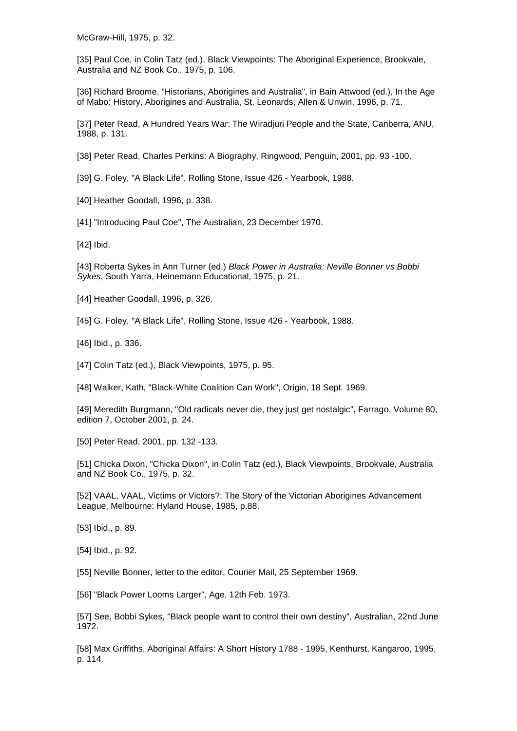McGraw-Hill, 1975, p. 32.

[35] Paul Coe, in Colin Tatz (ed.), Black Viewpoints: The Aboriginal Experience, Brookvale, Australia and NZ Book Co., 1975, p. 106.

[36] Richard Broome, "Historians, Aborigines and Australia", in Bain Attwood (ed.), In the Age of Mabo: History, Aborigines and Australia, St. Leonards, Allen & Unwin, 1996, p. 71.

[37] Peter Read, A Hundred Years War: The Wiradjuri People and the State, Canberra, ANU, 1988, p. 131.

[38] Peter Read, Charles Perkins: A Biography, Ringwood, Penguin, 2001, pp. 93 -100.

[39] G. Foley, "A Black Life", Rolling Stone, Issue 426 - Yearbook, 1988.

[40] Heather Goodall, 1996, p. 338.

[41] "Introducing Paul Coe", The Australian, 23 December 1970.

[42] Ibid.

[43] Roberta Sykes in Ann Turner (ed.) *Black Power in Australia: Neville Bonner vs Bobbi Sykes*, South Yarra, Heinemann Educational, 1975, p. 21.

[44] Heather Goodall, 1996, p. 326.

[45] G. Foley, "A Black Life", Rolling Stone, Issue 426 - Yearbook, 1988.

[46] Ibid., p. 336.

[47] Colin Tatz (ed.), Black Viewpoints, 1975, p. 95.

[48] Walker, Kath, "Black-White Coalition Can Work", Origin, 18 Sept. 1969.

[49] Meredith Burgmann, "Old radicals never die, they just get nostalgic", Farrago, Volume 80, edition 7, October 2001, p. 24.

[50] Peter Read, 2001, pp. 132 -133.

[51] Chicka Dixon, "Chicka Dixon", in Colin Tatz (ed.), Black Viewpoints, Brookvale, Australia and NZ Book Co., 1975, p. 32.

[52] VAAL, VAAL, Victims or Victors?: The Story of the Victorian Aborigines Advancement League, Melbourne: Hyland House, 1985, p.88.

[53] Ibid., p. 89.

[54] Ibid., p. 92.

[55] Neville Bonner, letter to the editor, Courier Mail, 25 September 1969.

[56] "Black Power Looms Larger", Age, 12th Feb. 1973.

[57] See, Bobbi Sykes, "Black people want to control their own destiny", Australian, 22nd June 1972.

[58] Max Griffiths, Aboriginal Affairs: A Short History 1788 - 1995, Kenthurst, Kangaroo, 1995, p. 114.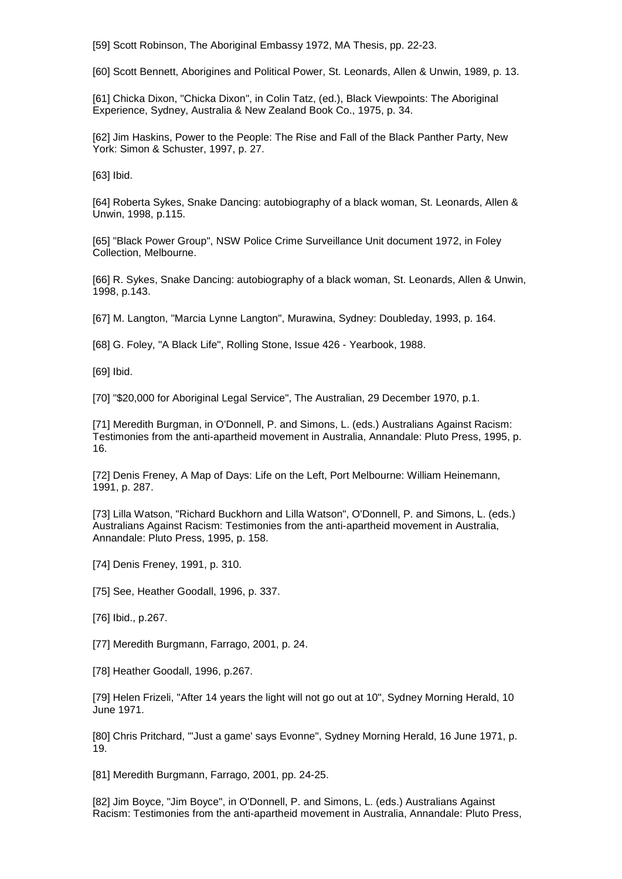[59] Scott Robinson, The Aboriginal Embassy 1972, MA Thesis, pp. 22-23.

[60] Scott Bennett, Aborigines and Political Power, St. Leonards, Allen & Unwin, 1989, p. 13.

[61] Chicka Dixon, "Chicka Dixon", in Colin Tatz, (ed.), Black Viewpoints: The Aboriginal Experience, Sydney, Australia & New Zealand Book Co., 1975, p. 34.

[62] Jim Haskins, Power to the People: The Rise and Fall of the Black Panther Party, New York: Simon & Schuster, 1997, p. 27.

[63] Ibid.

[64] Roberta Sykes, Snake Dancing: autobiography of a black woman, St. Leonards, Allen & Unwin, 1998, p.115.

[65] "Black Power Group", NSW Police Crime Surveillance Unit document 1972, in Foley Collection, Melbourne.

[66] R. Sykes, Snake Dancing: autobiography of a black woman, St. Leonards, Allen & Unwin, 1998, p.143.

[67] M. Langton, "Marcia Lynne Langton", Murawina, Sydney: Doubleday, 1993, p. 164.

[68] G. Foley, "A Black Life", Rolling Stone, Issue 426 - Yearbook, 1988.

[69] Ibid.

[70] "$20,000 for Aboriginal Legal Service", The Australian, 29 December 1970, p.1.

[71] Meredith Burgman, in O'Donnell, P. and Simons, L. (eds.) Australians Against Racism: Testimonies from the anti-apartheid movement in Australia, Annandale: Pluto Press, 1995, p. 16.

[72] Denis Freney, A Map of Days: Life on the Left, Port Melbourne: William Heinemann, 1991, p. 287.

[73] Lilla Watson, "Richard Buckhorn and Lilla Watson", O'Donnell, P. and Simons, L. (eds.) Australians Against Racism: Testimonies from the anti-apartheid movement in Australia, Annandale: Pluto Press, 1995, p. 158.

[74] Denis Freney, 1991, p. 310.

[75] See, Heather Goodall, 1996, p. 337.

[76] Ibid., p.267.

[77] Meredith Burgmann, Farrago, 2001, p. 24.

[78] Heather Goodall, 1996, p.267.

[79] Helen Frizeli, "After 14 years the light will not go out at 10", Sydney Morning Herald, 10 June 1971.

[80] Chris Pritchard, "'Just a game' says Evonne", Sydney Morning Herald, 16 June 1971, p. 19.

[81] Meredith Burgmann, Farrago, 2001, pp. 24-25.

[82] Jim Boyce, "Jim Boyce", in O'Donnell, P. and Simons, L. (eds.) Australians Against Racism: Testimonies from the anti-apartheid movement in Australia, Annandale: Pluto Press,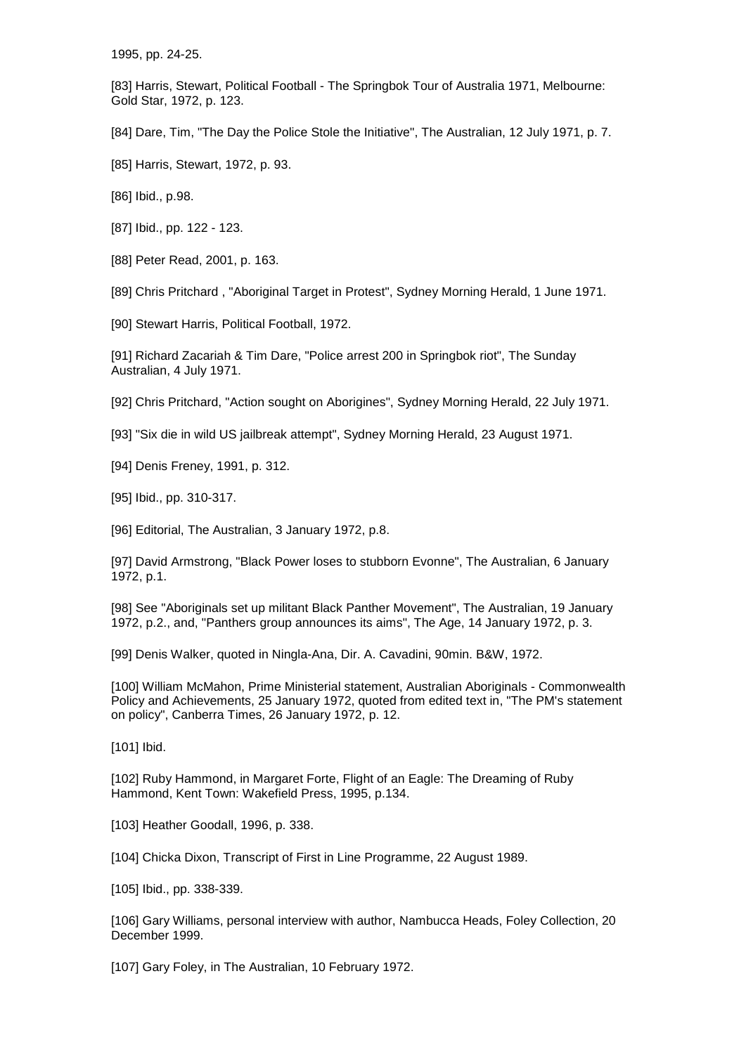1995, pp. 24-25.

[83] Harris, Stewart, Political Football - The Springbok Tour of Australia 1971, Melbourne: Gold Star, 1972, p. 123.

[84] Dare, Tim, "The Day the Police Stole the Initiative", The Australian, 12 July 1971, p. 7.

[85] Harris, Stewart, 1972, p. 93.

[86] Ibid., p.98.

[87] Ibid., pp. 122 - 123.

[88] Peter Read, 2001, p. 163.

[89] Chris Pritchard , "Aboriginal Target in Protest", Sydney Morning Herald, 1 June 1971.

[90] Stewart Harris, Political Football, 1972.

[91] Richard Zacariah & Tim Dare, "Police arrest 200 in Springbok riot", The Sunday Australian, 4 July 1971.

[92] Chris Pritchard, "Action sought on Aborigines", Sydney Morning Herald, 22 July 1971.

[93] "Six die in wild US jailbreak attempt", Sydney Morning Herald, 23 August 1971.

[94] Denis Freney, 1991, p. 312.

[95] Ibid., pp. 310-317.

[96] Editorial, The Australian, 3 January 1972, p.8.

[97] David Armstrong, "Black Power loses to stubborn Evonne", The Australian, 6 January 1972, p.1.

[98] See "Aboriginals set up militant Black Panther Movement", The Australian, 19 January 1972, p.2., and, "Panthers group announces its aims", The Age, 14 January 1972, p. 3.

[99] Denis Walker, quoted in Ningla-Ana, Dir. A. Cavadini, 90min. B&W, 1972.

[100] William McMahon, Prime Ministerial statement, Australian Aboriginals - Commonwealth Policy and Achievements, 25 January 1972, quoted from edited text in, "The PM's statement on policy", Canberra Times, 26 January 1972, p. 12.

[101] Ibid.

[102] Ruby Hammond, in Margaret Forte, Flight of an Eagle: The Dreaming of Ruby Hammond, Kent Town: Wakefield Press, 1995, p.134.

[103] Heather Goodall, 1996, p. 338.

[104] Chicka Dixon, Transcript of First in Line Programme, 22 August 1989.

[105] Ibid., pp. 338-339.

[106] Gary Williams, personal interview with author, Nambucca Heads, Foley Collection, 20 December 1999.

[107] Gary Foley, in The Australian, 10 February 1972.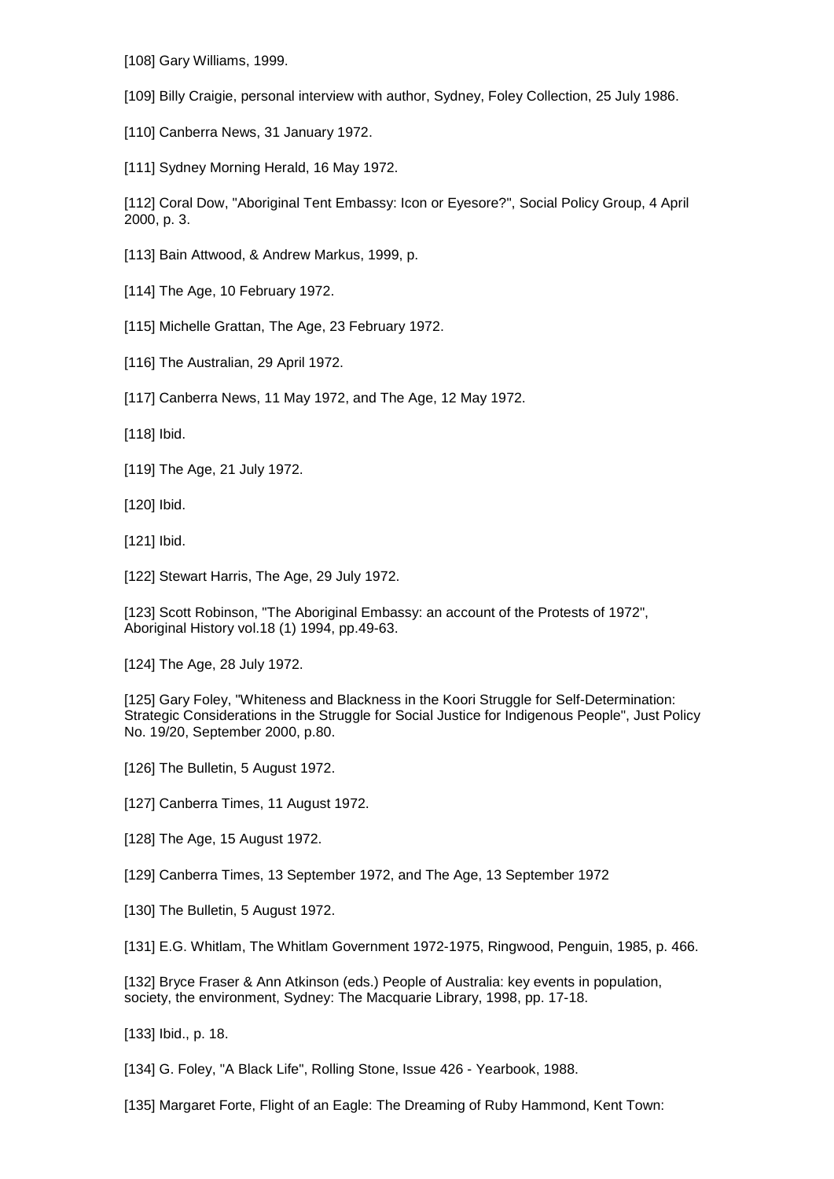[108] Gary Williams, 1999.

[109] Billy Craigie, personal interview with author, Sydney, Foley Collection, 25 July 1986.

[110] Canberra News, 31 January 1972.

[111] Sydney Morning Herald, 16 May 1972.

[112] Coral Dow, "Aboriginal Tent Embassy: Icon or Eyesore?", Social Policy Group, 4 April 2000, p. 3.

[113] Bain Attwood, & Andrew Markus, 1999, p.

[114] The Age, 10 February 1972.

[115] Michelle Grattan, The Age, 23 February 1972.

[116] The Australian, 29 April 1972.

[117] Canberra News, 11 May 1972, and The Age, 12 May 1972.

[118] Ibid.

[119] The Age, 21 July 1972.

[120] Ibid.

[121] Ibid.

[122] Stewart Harris, The Age, 29 July 1972.

[123] Scott Robinson, "The Aboriginal Embassy: an account of the Protests of 1972", Aboriginal History vol.18 (1) 1994, pp.49-63.

[124] The Age, 28 July 1972.

[125] Gary Foley, "Whiteness and Blackness in the Koori Struggle for Self-Determination: Strategic Considerations in the Struggle for Social Justice for Indigenous People", Just Policy No. 19/20, September 2000, p.80.

[126] The Bulletin, 5 August 1972.

[127] Canberra Times, 11 August 1972.

[128] The Age, 15 August 1972.

[129] Canberra Times, 13 September 1972, and The Age, 13 September 1972

[130] The Bulletin, 5 August 1972.

[131] E.G. Whitlam, The Whitlam Government 1972-1975, Ringwood, Penguin, 1985, p. 466.

[132] Bryce Fraser & Ann Atkinson (eds.) People of Australia: key events in population, society, the environment, Sydney: The Macquarie Library, 1998, pp. 17-18.

[133] Ibid., p. 18.

[134] G. Foley, "A Black Life", Rolling Stone, Issue 426 - Yearbook, 1988.

[135] Margaret Forte, Flight of an Eagle: The Dreaming of Ruby Hammond, Kent Town: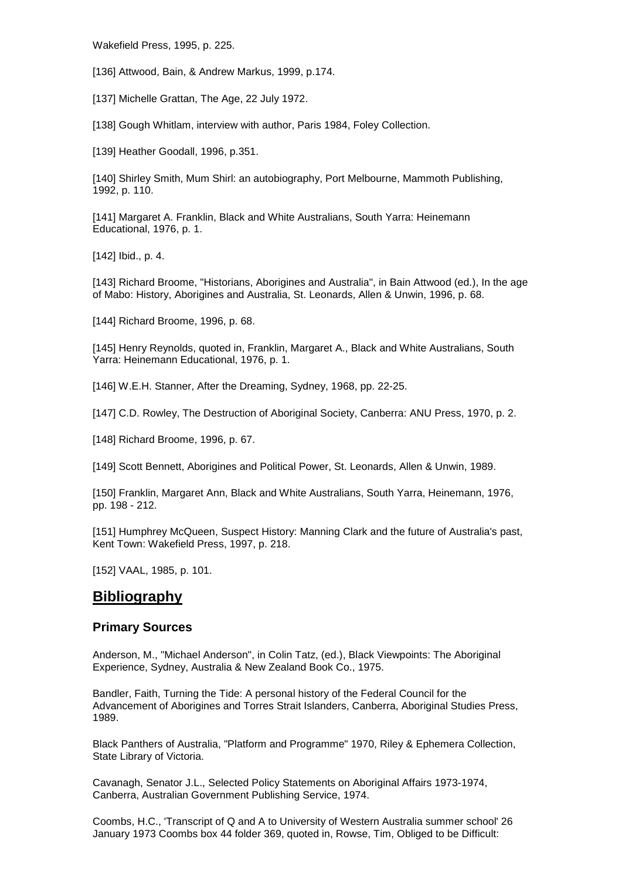Wakefield Press, 1995, p. 225.

[136] Attwood, Bain, & Andrew Markus, 1999, p.174.

[137] Michelle Grattan, The Age, 22 July 1972.

[138] Gough Whitlam, interview with author, Paris 1984, Foley Collection.

[139] Heather Goodall, 1996, p.351.

[140] Shirley Smith, Mum Shirl: an autobiography, Port Melbourne, Mammoth Publishing, 1992, p. 110.

[141] Margaret A. Franklin, Black and White Australians, South Yarra: Heinemann Educational, 1976, p. 1.

[142] Ibid., p. 4.

[143] Richard Broome, "Historians, Aborigines and Australia", in Bain Attwood (ed.), In the age of Mabo: History, Aborigines and Australia, St. Leonards, Allen & Unwin, 1996, p. 68.

[144] Richard Broome, 1996, p. 68.

[145] Henry Reynolds, quoted in, Franklin, Margaret A., Black and White Australians, South Yarra: Heinemann Educational, 1976, p. 1.

[146] W.E.H. Stanner, After the Dreaming, Sydney, 1968, pp. 22-25.

[147] C.D. Rowley, The Destruction of Aboriginal Society, Canberra: ANU Press, 1970, p. 2.

[148] Richard Broome, 1996, p. 67.

[149] Scott Bennett, Aborigines and Political Power, St. Leonards, Allen & Unwin, 1989.

[150] Franklin, Margaret Ann, Black and White Australians, South Yarra, Heinemann, 1976, pp. 198 - 212.

[151] Humphrey McQueen, Suspect History: Manning Clark and the future of Australia's past, Kent Town: Wakefield Press, 1997, p. 218.

[152] VAAL, 1985, p. 101.

## Bibliography

### Primary Sources

Anderson, M., "Michael Anderson", in Colin Tatz, (ed.), Black Viewpoints: The Aboriginal Experience, Sydney, Australia & New Zealand Book Co., 1975.

Bandler, Faith, Turning the Tide: A personal history of the Federal Council for the Advancement of Aborigines and Torres Strait Islanders, Canberra, Aboriginal Studies Press, 1989.

Black Panthers of Australia, "Platform and Programme" 1970, Riley & Ephemera Collection, State Library of Victoria.

Cavanagh, Senator J.L., Selected Policy Statements on Aboriginal Affairs 1973-1974, Canberra, Australian Government Publishing Service, 1974.

Coombs, H.C., 'Transcript of Q and A to University of Western Australia summer school' 26 January 1973 Coombs box 44 folder 369, quoted in, Rowse, Tim, Obliged to be Difficult: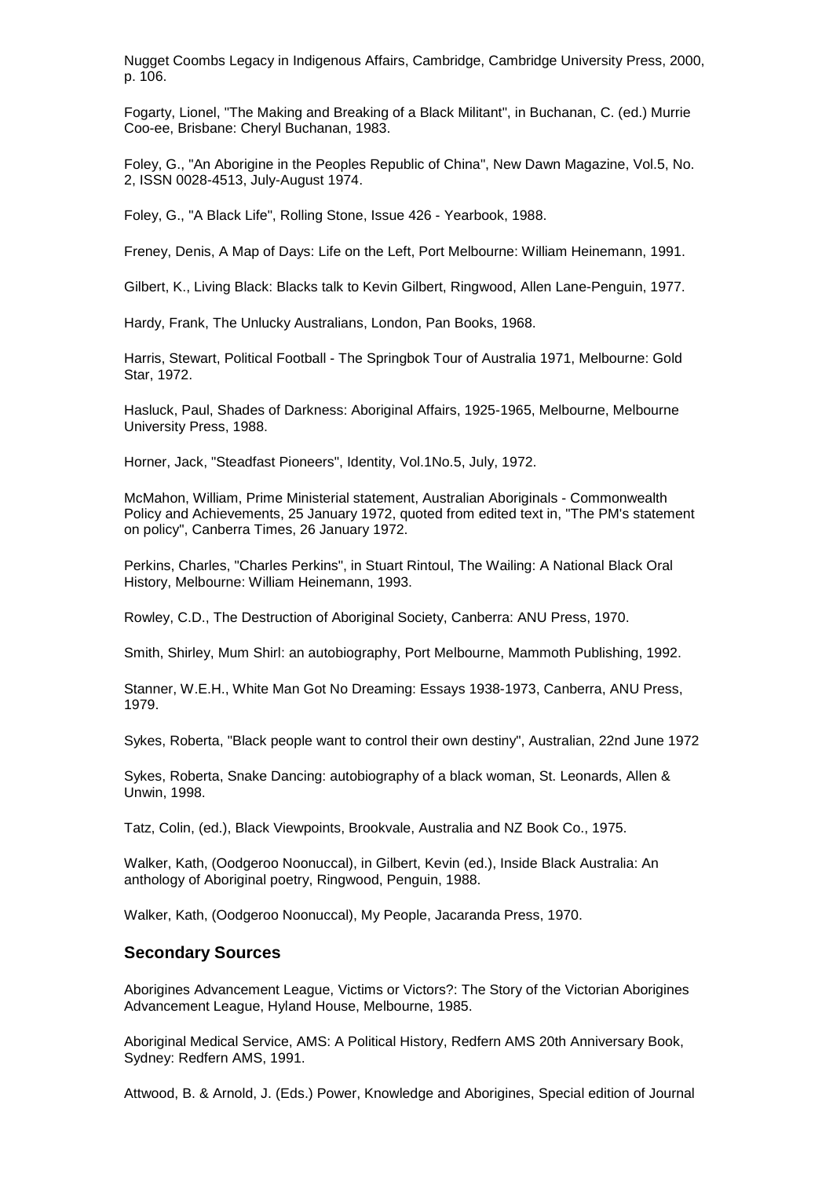Nugget Coombs Legacy in Indigenous Affairs, Cambridge, Cambridge University Press, 2000, p. 106.

Fogarty, Lionel, "The Making and Breaking of a Black Militant", in Buchanan, C. (ed.) Murrie Coo-ee, Brisbane: Cheryl Buchanan, 1983.

Foley, G., "An Aborigine in the Peoples Republic of China", New Dawn Magazine, Vol.5, No. 2, ISSN 0028-4513, July-August 1974.

Foley, G., "A Black Life", Rolling Stone, Issue 426 - Yearbook, 1988.

Freney, Denis, A Map of Days: Life on the Left, Port Melbourne: William Heinemann, 1991.

Gilbert, K., Living Black: Blacks talk to Kevin Gilbert, Ringwood, Allen Lane-Penguin, 1977.

Hardy, Frank, The Unlucky Australians, London, Pan Books, 1968.

Harris, Stewart, Political Football - The Springbok Tour of Australia 1971, Melbourne: Gold Star, 1972.

Hasluck, Paul, Shades of Darkness: Aboriginal Affairs, 1925-1965, Melbourne, Melbourne University Press, 1988.

Horner, Jack, "Steadfast Pioneers", Identity, Vol.1No.5, July, 1972.

McMahon, William, Prime Ministerial statement, Australian Aboriginals - Commonwealth Policy and Achievements, 25 January 1972, quoted from edited text in, "The PM's statement on policy", Canberra Times, 26 January 1972.

Perkins, Charles, "Charles Perkins", in Stuart Rintoul, The Wailing: A National Black Oral History, Melbourne: William Heinemann, 1993.

Rowley, C.D., The Destruction of Aboriginal Society, Canberra: ANU Press, 1970.

Smith, Shirley, Mum Shirl: an autobiography, Port Melbourne, Mammoth Publishing, 1992.

Stanner, W.E.H., White Man Got No Dreaming: Essays 1938-1973, Canberra, ANU Press, 1979.

Sykes, Roberta, "Black people want to control their own destiny", Australian, 22nd June 1972

Sykes, Roberta, Snake Dancing: autobiography of a black woman, St. Leonards, Allen & Unwin, 1998.

Tatz, Colin, (ed.), Black Viewpoints, Brookvale, Australia and NZ Book Co., 1975.

Walker, Kath, (Oodgeroo Noonuccal), in Gilbert, Kevin (ed.), Inside Black Australia: An anthology of Aboriginal poetry, Ringwood, Penguin, 1988.

Walker, Kath, (Oodgeroo Noonuccal), My People, Jacaranda Press, 1970.

## Secondary Sources

Aborigines Advancement League, Victims or Victors?: The Story of the Victorian Aborigines Advancement League, Hyland House, Melbourne, 1985.

Aboriginal Medical Service, AMS: A Political History, Redfern AMS 20th Anniversary Book, Sydney: Redfern AMS, 1991.

Attwood, B. & Arnold, J. (Eds.) Power, Knowledge and Aborigines, Special edition of Journal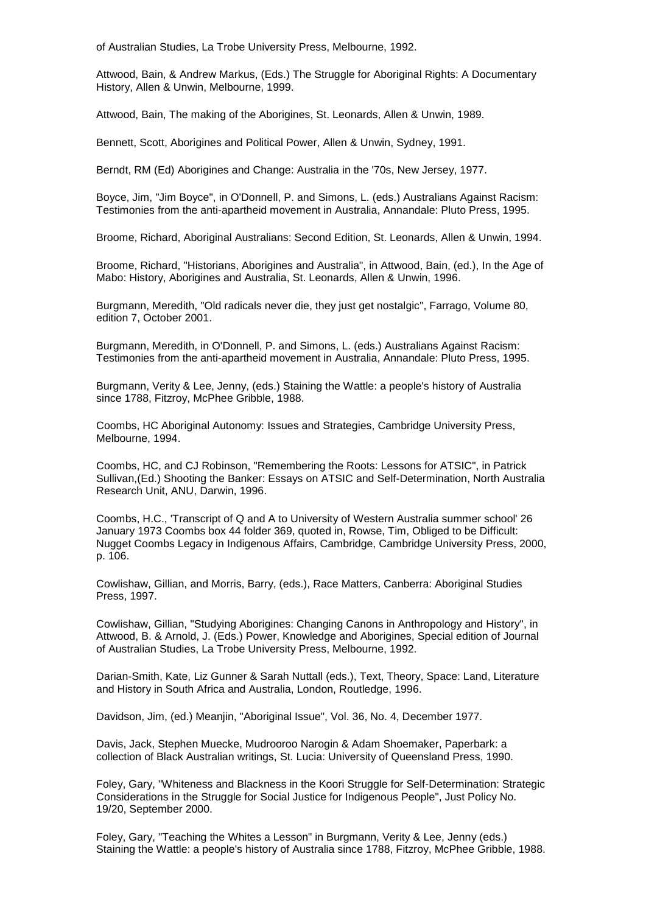of Australian Studies, La Trobe University Press, Melbourne, 1992.

Attwood, Bain, & Andrew Markus, (Eds.) The Struggle for Aboriginal Rights: A Documentary History, Allen & Unwin, Melbourne, 1999.

Attwood, Bain, The making of the Aborigines, St. Leonards, Allen & Unwin, 1989.

Bennett, Scott, Aborigines and Political Power, Allen & Unwin, Sydney, 1991.

Berndt, RM (Ed) Aborigines and Change: Australia in the '70s, New Jersey, 1977.

Boyce, Jim, "Jim Boyce", in O'Donnell, P. and Simons, L. (eds.) Australians Against Racism: Testimonies from the anti-apartheid movement in Australia, Annandale: Pluto Press, 1995.

Broome, Richard, Aboriginal Australians: Second Edition, St. Leonards, Allen & Unwin, 1994.

Broome, Richard, "Historians, Aborigines and Australia", in Attwood, Bain, (ed.), In the Age of Mabo: History, Aborigines and Australia, St. Leonards, Allen & Unwin, 1996.

Burgmann, Meredith, "Old radicals never die, they just get nostalgic", Farrago, Volume 80, edition 7, October 2001.

Burgmann, Meredith, in O'Donnell, P. and Simons, L. (eds.) Australians Against Racism: Testimonies from the anti-apartheid movement in Australia, Annandale: Pluto Press, 1995.

Burgmann, Verity & Lee, Jenny, (eds.) Staining the Wattle: a people's history of Australia since 1788, Fitzroy, McPhee Gribble, 1988.

Coombs, HC Aboriginal Autonomy: Issues and Strategies, Cambridge University Press, Melbourne, 1994.

Coombs, HC, and CJ Robinson, "Remembering the Roots: Lessons for ATSIC", in Patrick Sullivan,(Ed.) Shooting the Banker: Essays on ATSIC and Self-Determination, North Australia Research Unit, ANU, Darwin, 1996.

Coombs, H.C., 'Transcript of Q and A to University of Western Australia summer school' 26 January 1973 Coombs box 44 folder 369, quoted in, Rowse, Tim, Obliged to be Difficult: Nugget Coombs Legacy in Indigenous Affairs, Cambridge, Cambridge University Press, 2000, p. 106.

Cowlishaw, Gillian, and Morris, Barry, (eds.), Race Matters, Canberra: Aboriginal Studies Press, 1997.

Cowlishaw, Gillian, "Studying Aborigines: Changing Canons in Anthropology and History", in Attwood, B. & Arnold, J. (Eds.) Power, Knowledge and Aborigines, Special edition of Journal of Australian Studies, La Trobe University Press, Melbourne, 1992.

Darian-Smith, Kate, Liz Gunner & Sarah Nuttall (eds.), Text, Theory, Space: Land, Literature and History in South Africa and Australia, London, Routledge, 1996.

Davidson, Jim, (ed.) Meanjin, "Aboriginal Issue", Vol. 36, No. 4, December 1977.

Davis, Jack, Stephen Muecke, Mudrooroo Narogin & Adam Shoemaker, Paperbark: a collection of Black Australian writings, St. Lucia: University of Queensland Press, 1990.

Foley, Gary, "Whiteness and Blackness in the Koori Struggle for Self-Determination: Strategic Considerations in the Struggle for Social Justice for Indigenous People", Just Policy No. 19/20, September 2000.

Foley, Gary, "Teaching the Whites a Lesson" in Burgmann, Verity & Lee, Jenny (eds.) Staining the Wattle: a people's history of Australia since 1788, Fitzroy, McPhee Gribble, 1988.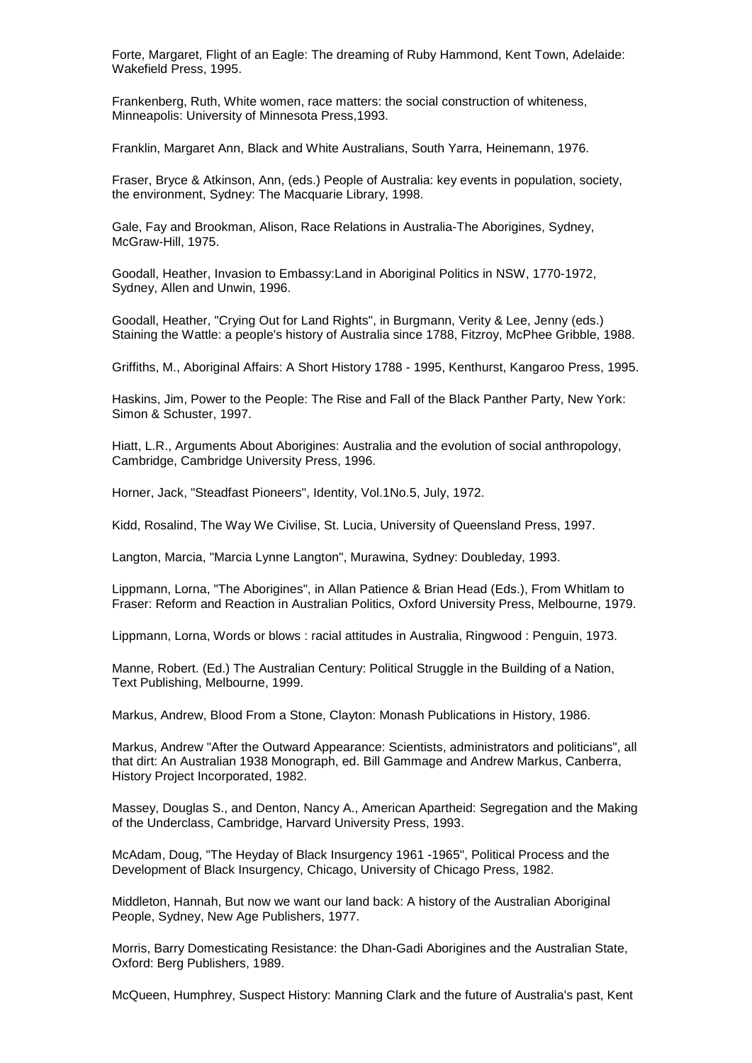Forte, Margaret, Flight of an Eagle: The dreaming of Ruby Hammond, Kent Town, Adelaide: Wakefield Press, 1995.

Frankenberg, Ruth, White women, race matters: the social construction of whiteness, Minneapolis: University of Minnesota Press,1993.

Franklin, Margaret Ann, Black and White Australians, South Yarra, Heinemann, 1976.

Fraser, Bryce & Atkinson, Ann, (eds.) People of Australia: key events in population, society, the environment, Sydney: The Macquarie Library, 1998.

Gale, Fay and Brookman, Alison, Race Relations in Australia-The Aborigines, Sydney, McGraw-Hill, 1975.

Goodall, Heather, Invasion to Embassy:Land in Aboriginal Politics in NSW, 1770-1972, Sydney, Allen and Unwin, 1996.

Goodall, Heather, "Crying Out for Land Rights", in Burgmann, Verity & Lee, Jenny (eds.) Staining the Wattle: a people's history of Australia since 1788, Fitzroy, McPhee Gribble, 1988.

Griffiths, M., Aboriginal Affairs: A Short History 1788 - 1995, Kenthurst, Kangaroo Press, 1995.

Haskins, Jim, Power to the People: The Rise and Fall of the Black Panther Party, New York: Simon & Schuster, 1997.

Hiatt, L.R., Arguments About Aborigines: Australia and the evolution of social anthropology, Cambridge, Cambridge University Press, 1996.

Horner, Jack, "Steadfast Pioneers", Identity, Vol.1No.5, July, 1972.

Kidd, Rosalind, The Way We Civilise, St. Lucia, University of Queensland Press, 1997.

Langton, Marcia, "Marcia Lynne Langton", Murawina, Sydney: Doubleday, 1993.

Lippmann, Lorna, "The Aborigines", in Allan Patience & Brian Head (Eds.), From Whitlam to Fraser: Reform and Reaction in Australian Politics, Oxford University Press, Melbourne, 1979.

Lippmann, Lorna, Words or blows : racial attitudes in Australia, Ringwood : Penguin, 1973.

Manne, Robert. (Ed.) The Australian Century: Political Struggle in the Building of a Nation, Text Publishing, Melbourne, 1999.

Markus, Andrew, Blood From a Stone, Clayton: Monash Publications in History, 1986.

Markus, Andrew "After the Outward Appearance: Scientists, administrators and politicians", all that dirt: An Australian 1938 Monograph, ed. Bill Gammage and Andrew Markus, Canberra, History Project Incorporated, 1982.

Massey, Douglas S., and Denton, Nancy A., American Apartheid: Segregation and the Making of the Underclass, Cambridge, Harvard University Press, 1993.

McAdam, Doug, "The Heyday of Black Insurgency 1961 -1965", Political Process and the Development of Black Insurgency, Chicago, University of Chicago Press, 1982.

Middleton, Hannah, But now we want our land back: A history of the Australian Aboriginal People, Sydney, New Age Publishers, 1977.

Morris, Barry Domesticating Resistance: the Dhan-Gadi Aborigines and the Australian State, Oxford: Berg Publishers, 1989.

McQueen, Humphrey, Suspect History: Manning Clark and the future of Australia's past, Kent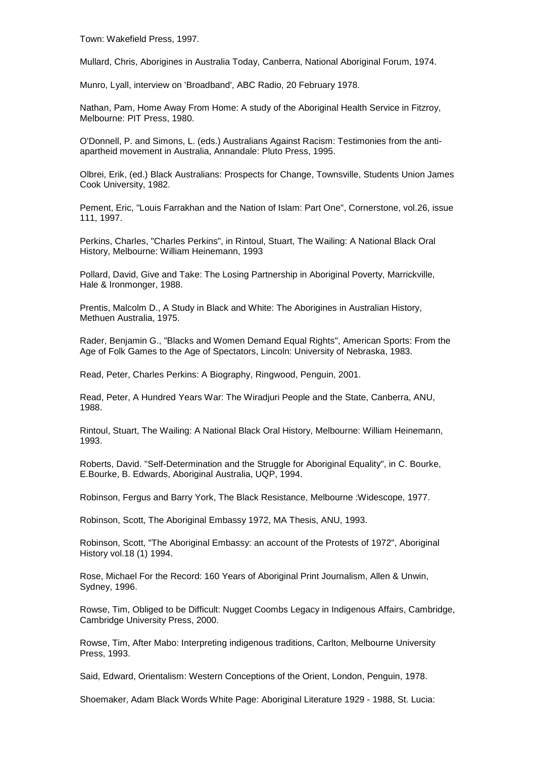Town: Wakefield Press, 1997.

Mullard, Chris, Aborigines in Australia Today, Canberra, National Aboriginal Forum, 1974.

Munro, Lyall, interview on 'Broadband', ABC Radio, 20 February 1978.

Nathan, Pam, Home Away From Home: A study of the Aboriginal Health Service in Fitzroy, Melbourne: PIT Press, 1980.

O'Donnell, P. and Simons, L. (eds.) Australians Against Racism: Testimonies from the anti-apartheid movement in Australia, Annandale: Pluto Press, 1995.

Olbrei, Erik, (ed.) Black Australians: Prospects for Change, Townsville, Students Union James Cook University, 1982.

Pement, Eric, "Louis Farrakhan and the Nation of Islam: Part One", Cornerstone, vol.26, issue 111, 1997.

Perkins, Charles, "Charles Perkins", in Rintoul, Stuart, The Wailing: A National Black Oral History, Melbourne: William Heinemann, 1993

Pollard, David, Give and Take: The Losing Partnership in Aboriginal Poverty, Marrickville, Hale & Ironmonger, 1988.

Prentis, Malcolm D., A Study in Black and White: The Aborigines in Australian History, Methuen Australia, 1975.

Rader, Benjamin G., "Blacks and Women Demand Equal Rights", American Sports: From the Age of Folk Games to the Age of Spectators, Lincoln: University of Nebraska, 1983.

Read, Peter, Charles Perkins: A Biography, Ringwood, Penguin, 2001.

Read, Peter, A Hundred Years War: The Wiradjuri People and the State, Canberra, ANU, 1988.

Rintoul, Stuart, The Wailing: A National Black Oral History, Melbourne: William Heinemann, 1993.

Roberts, David. "Self-Determination and the Struggle for Aboriginal Equality", in C. Bourke, E.Bourke, B. Edwards, Aboriginal Australia, UQP, 1994.

Robinson, Fergus and Barry York, The Black Resistance, Melbourne :Widescope, 1977.

Robinson, Scott, The Aboriginal Embassy 1972, MA Thesis, ANU, 1993.

Robinson, Scott, "The Aboriginal Embassy: an account of the Protests of 1972", Aboriginal History vol.18 (1) 1994.

Rose, Michael For the Record: 160 Years of Aboriginal Print Journalism, Allen & Unwin, Sydney, 1996.

Rowse, Tim, Obliged to be Difficult: Nugget Coombs Legacy in Indigenous Affairs, Cambridge, Cambridge University Press, 2000.

Rowse, Tim, After Mabo: Interpreting indigenous traditions, Carlton, Melbourne University Press, 1993.

Said, Edward, Orientalism: Western Conceptions of the Orient, London, Penguin, 1978.

Shoemaker, Adam Black Words White Page: Aboriginal Literature 1929 - 1988, St. Lucia: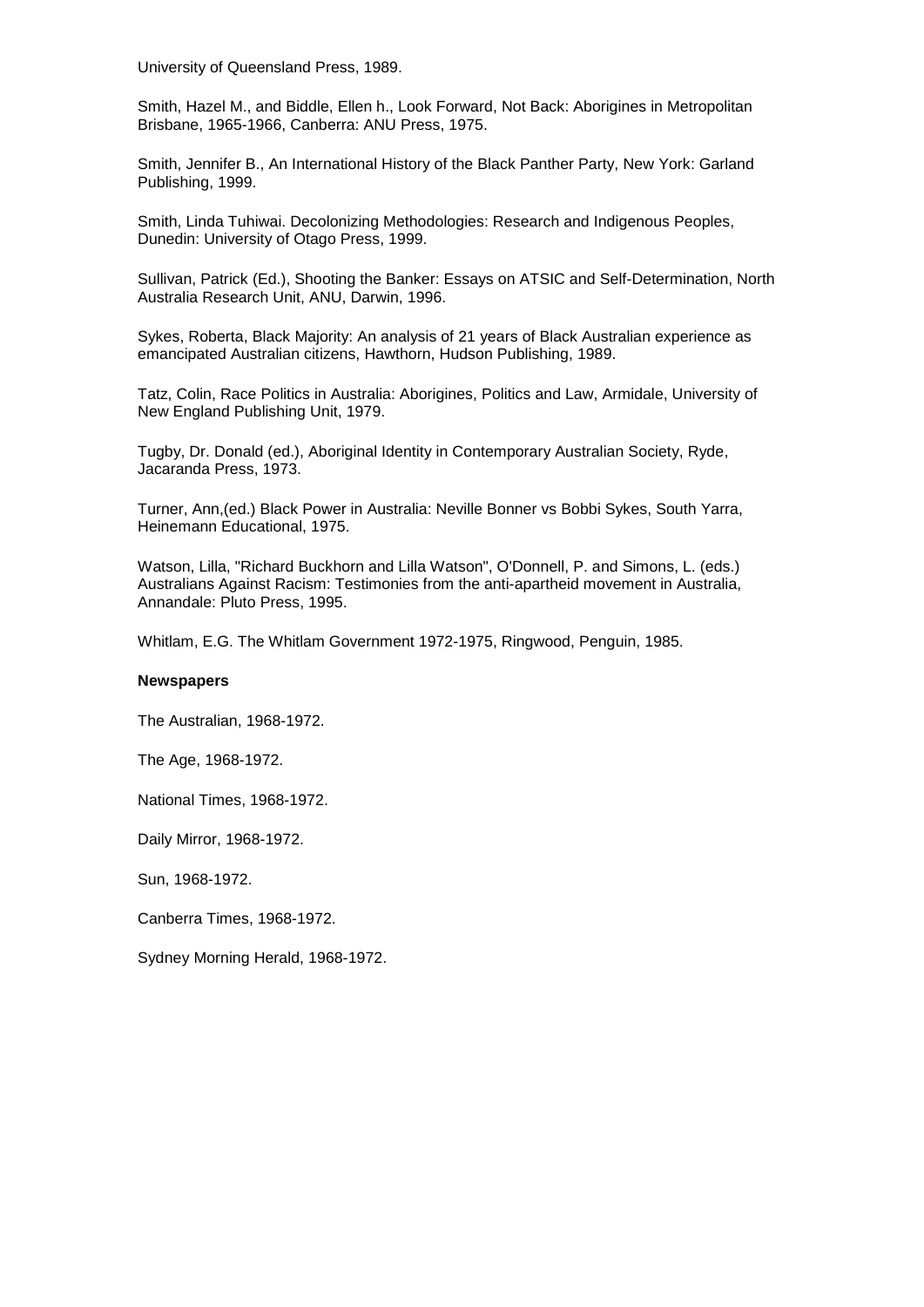University of Queensland Press, 1989.

Smith, Hazel M., and Biddle, Ellen h., Look Forward, Not Back: Aborigines in Metropolitan Brisbane, 1965-1966, Canberra: ANU Press, 1975.

Smith, Jennifer B., An International History of the Black Panther Party, New York: Garland Publishing, 1999.

Smith, Linda Tuhiwai. Decolonizing Methodologies: Research and Indigenous Peoples, Dunedin: University of Otago Press, 1999.

Sullivan, Patrick (Ed.), Shooting the Banker: Essays on ATSIC and Self-Determination, North Australia Research Unit, ANU, Darwin, 1996.

Sykes, Roberta, Black Majority: An analysis of 21 years of Black Australian experience as emancipated Australian citizens, Hawthorn, Hudson Publishing, 1989.

Tatz, Colin, Race Politics in Australia: Aborigines, Politics and Law, Armidale, University of New England Publishing Unit, 1979.

Tugby, Dr. Donald (ed.), Aboriginal Identity in Contemporary Australian Society, Ryde, Jacaranda Press, 1973.

Turner, Ann,(ed.) Black Power in Australia: Neville Bonner vs Bobbi Sykes, South Yarra, Heinemann Educational, 1975.

Watson, Lilla, "Richard Buckhorn and Lilla Watson", O'Donnell, P. and Simons, L. (eds.) Australians Against Racism: Testimonies from the anti-apartheid movement in Australia, Annandale: Pluto Press, 1995.

Whitlam, E.G. The Whitlam Government 1972-1975, Ringwood, Penguin, 1985.

**Newspapers**

The Australian, 1968-1972.

The Age, 1968-1972.

National Times, 1968-1972.

Daily Mirror, 1968-1972.

Sun, 1968-1972.

Canberra Times, 1968-1972.

Sydney Morning Herald, 1968-1972.